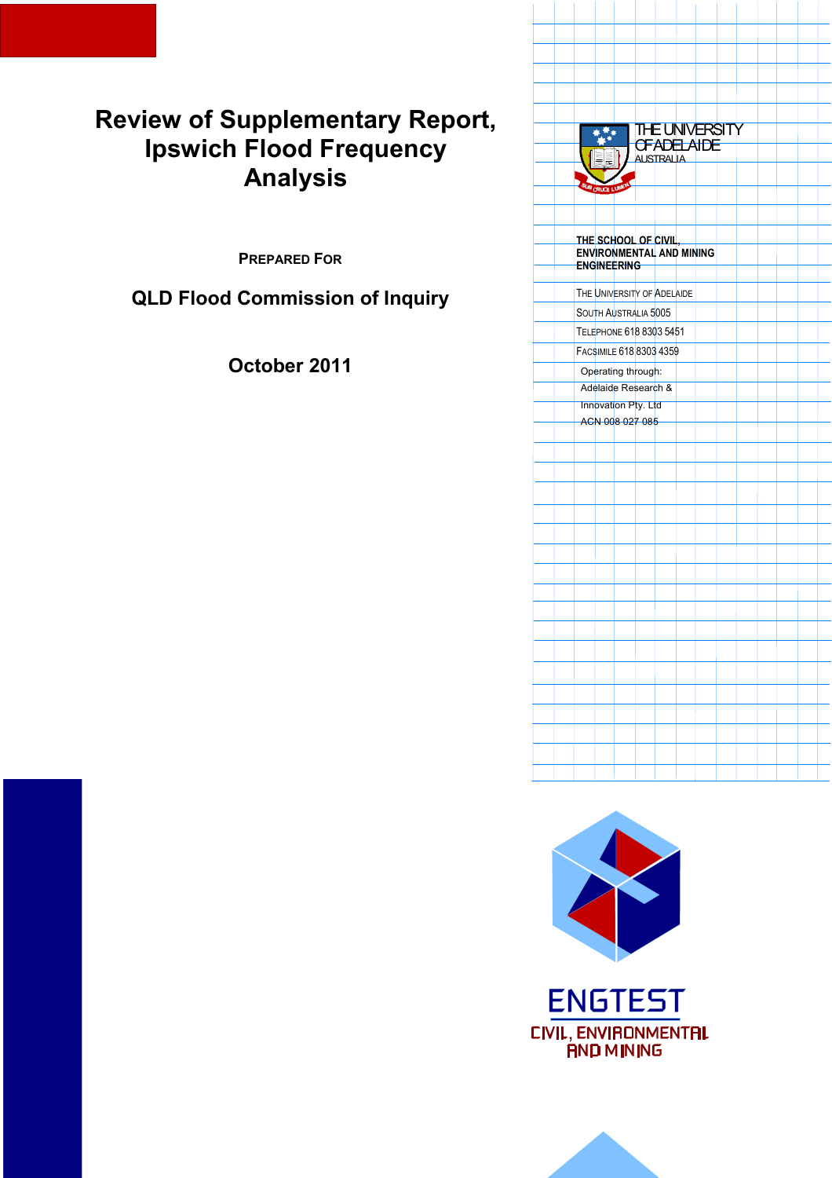# Review of Supplementary Report, Ipswich Flood Frequency Analysis

PREPARED FOR

**QLD Flood Commission of Inquiry**

**October 2011**

THE UNIVERSITY OF ADELAIDE
AUSTRALIA

**THE SCHOOL OF CIVIL, ENVIRONMENTAL AND MINING ENGINEERING**

THE UNIVERSITY OF ADELAIDE
SOUTH AUSTRALIA 5005
TELEPHONE 618 8303 5451
FACSIMILE 618 8303 4359

Operating through:
Adelaide Research & Innovation Pty. Ltd
ACN 008 027 085

ENGTEST
CIVIL, ENVIRONMENTAL AND MINING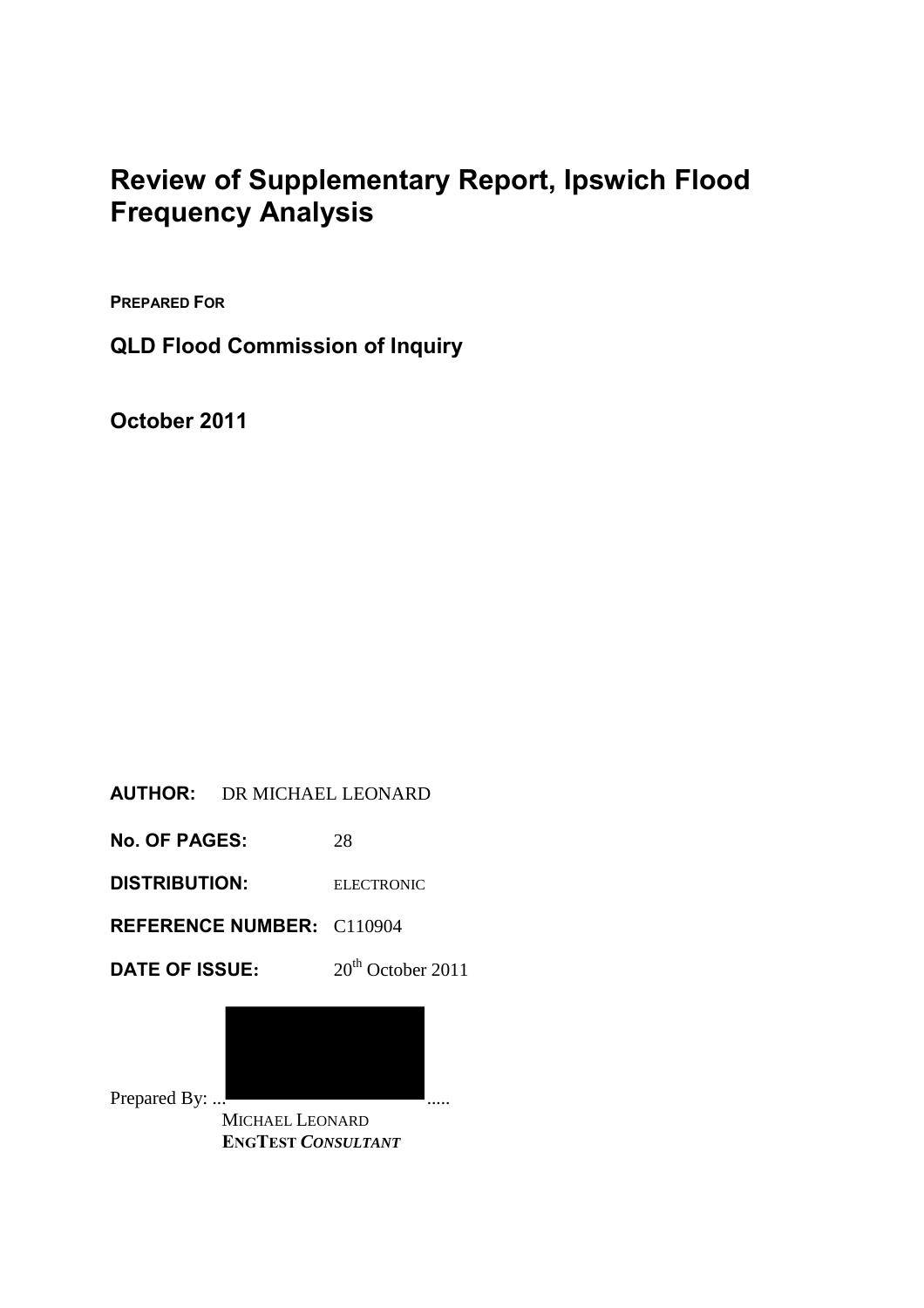# Review of Supplementary Report, Ipswich Flood Frequency Analysis

**PREPARED FOR**

## QLD Flood Commission of Inquiry

## October 2011

**AUTHOR:** DR MICHAEL LEONARD

**No. OF PAGES:** 28

**DISTRIBUTION:** ELECTRONIC

**REFERENCE NUMBER:** C110904

**DATE OF ISSUE:** 20th October 2011

Prepared By: ... .....

MICHAEL LEONARD
**ENGTEST *CONSULTANT***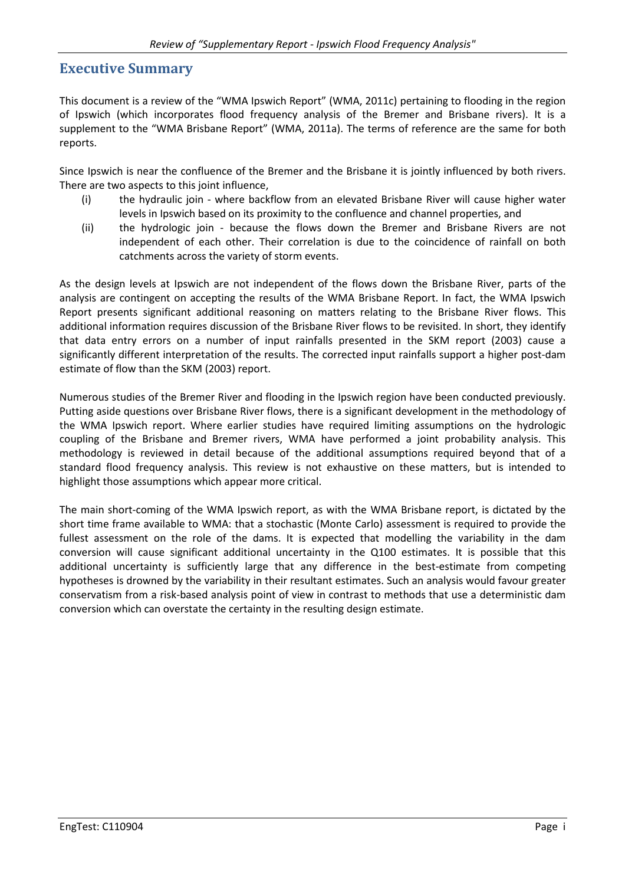# Executive Summary

This document is a review of the "WMA Ipswich Report" (WMA, 2011c) pertaining to flooding in the region of Ipswich (which incorporates flood frequency analysis of the Bremer and Brisbane rivers). It is a supplement to the "WMA Brisbane Report" (WMA, 2011a). The terms of reference are the same for both reports.

Since Ipswich is near the confluence of the Bremer and the Brisbane it is jointly influenced by both rivers. There are two aspects to this joint influence,

(i) the hydraulic join - where backflow from an elevated Brisbane River will cause higher water levels in Ipswich based on its proximity to the confluence and channel properties, and

(ii) the hydrologic join - because the flows down the Bremer and Brisbane Rivers are not independent of each other. Their correlation is due to the coincidence of rainfall on both catchments across the variety of storm events.

As the design levels at Ipswich are not independent of the flows down the Brisbane River, parts of the analysis are contingent on accepting the results of the WMA Brisbane Report. In fact, the WMA Ipswich Report presents significant additional reasoning on matters relating to the Brisbane River flows. This additional information requires discussion of the Brisbane River flows to be revisited. In short, they identify that data entry errors on a number of input rainfalls presented in the SKM report (2003) cause a significantly different interpretation of the results. The corrected input rainfalls support a higher post-dam estimate of flow than the SKM (2003) report.

Numerous studies of the Bremer River and flooding in the Ipswich region have been conducted previously. Putting aside questions over Brisbane River flows, there is a significant development in the methodology of the WMA Ipswich report. Where earlier studies have required limiting assumptions on the hydrologic coupling of the Brisbane and Bremer rivers, WMA have performed a joint probability analysis. This methodology is reviewed in detail because of the additional assumptions required beyond that of a standard flood frequency analysis. This review is not exhaustive on these matters, but is intended to highlight those assumptions which appear more critical.

The main short-coming of the WMA Ipswich report, as with the WMA Brisbane report, is dictated by the short time frame available to WMA: that a stochastic (Monte Carlo) assessment is required to provide the fullest assessment on the role of the dams. It is expected that modelling the variability in the dam conversion will cause significant additional uncertainty in the Q100 estimates. It is possible that this additional uncertainty is sufficiently large that any difference in the best-estimate from competing hypotheses is drowned by the variability in their resultant estimates. Such an analysis would favour greater conservatism from a risk-based analysis point of view in contrast to methods that use a deterministic dam conversion which can overstate the certainty in the resulting design estimate.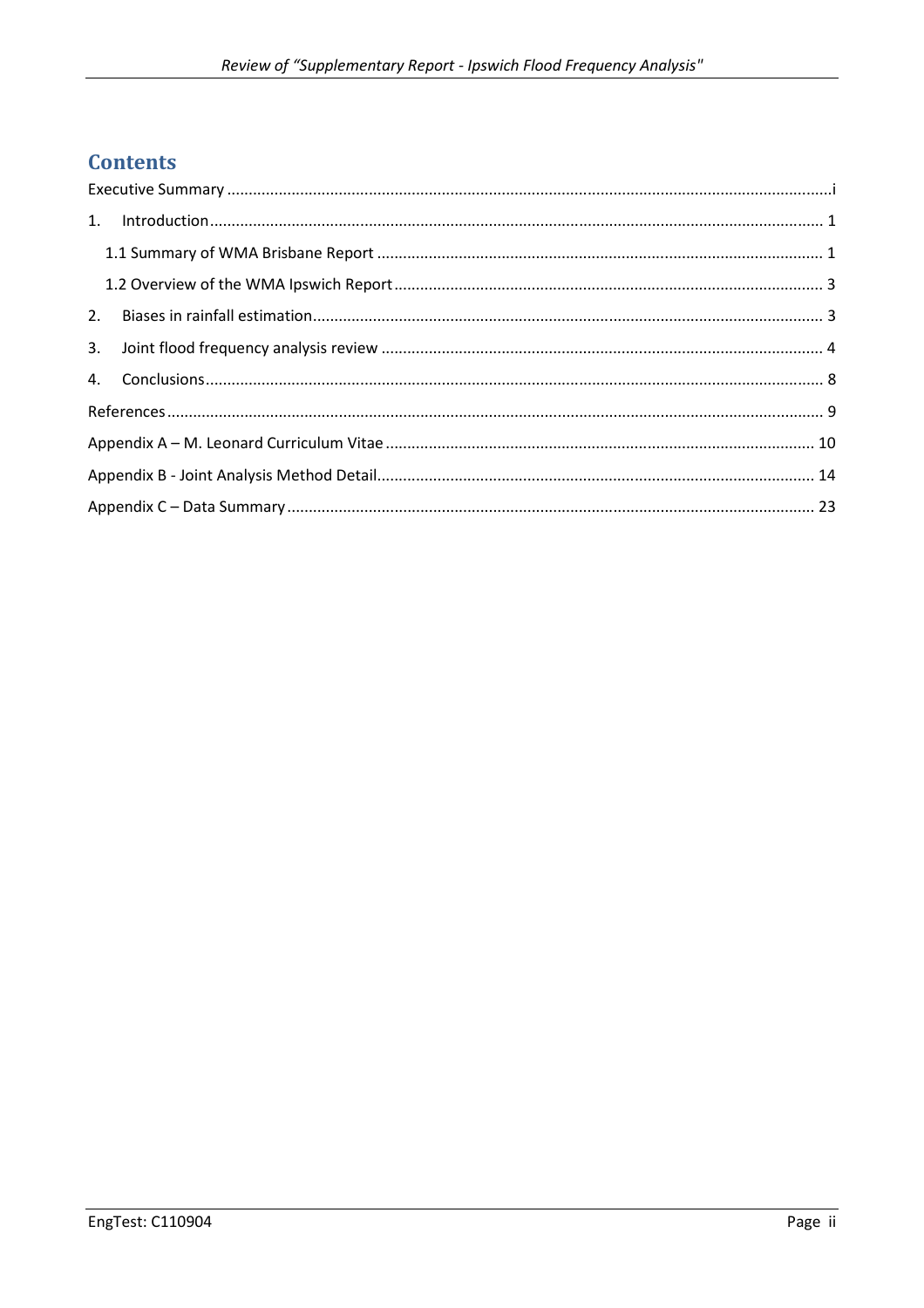# Contents

Executive Summary ....................................................................................................................................i

1. Introduction ........................................................................................................................................ 1

   1.1 Summary of WMA Brisbane Report ................................................................................................ 1

   1.2 Overview of the WMA Ipswich Report ............................................................................................ 3

2. Biases in rainfall estimation ................................................................................................................ 3

3. Joint flood frequency analysis review ................................................................................................. 4

4. Conclusions ......................................................................................................................................... 8

References .............................................................................................................................................. 9

Appendix A – M. Leonard Curriculum Vitae ......................................................................................... 10

Appendix B - Joint Analysis Method Detail ........................................................................................... 14

Appendix C – Data Summary ................................................................................................................ 23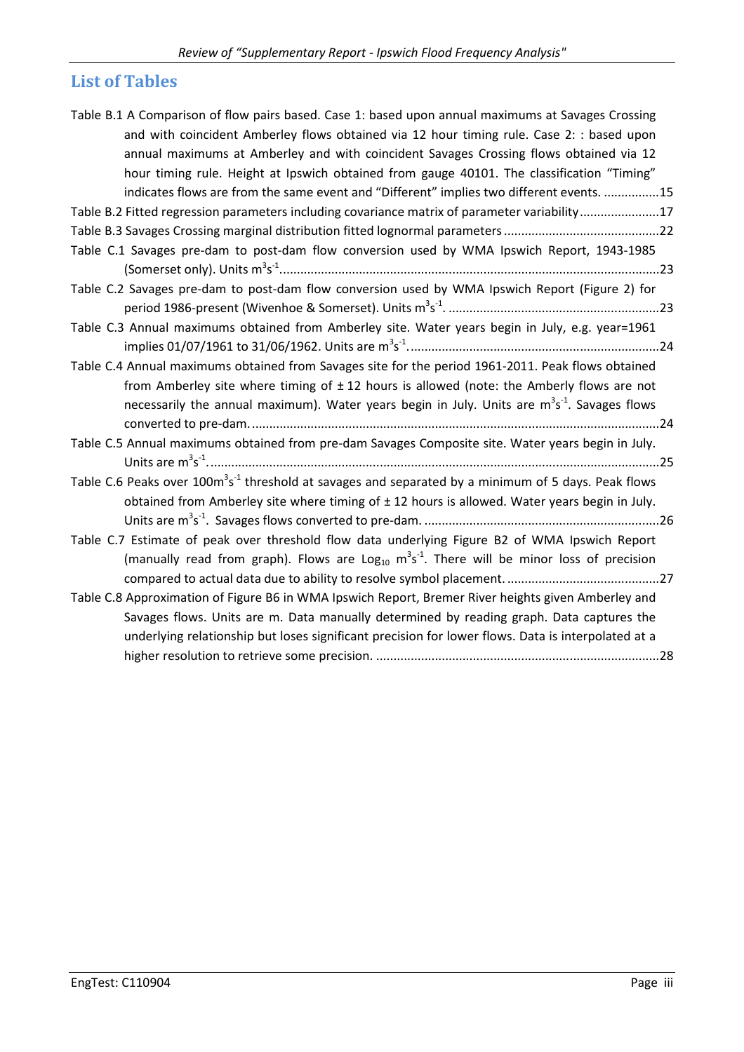## List of Tables

Table B.1 A Comparison of flow pairs based. Case 1: based upon annual maximums at Savages Crossing and with coincident Amberley flows obtained via 12 hour timing rule. Case 2: : based upon annual maximums at Amberley and with coincident Savages Crossing flows obtained via 12 hour timing rule. Height at Ipswich obtained from gauge 40101. The classification "Timing" indicates flows are from the same event and "Different" implies two different events. ................15

Table B.2 Fitted regression parameters including covariance matrix of parameter variability.......................17

Table B.3 Savages Crossing marginal distribution fitted lognormal parameters.............................................22

Table C.1 Savages pre-dam to post-dam flow conversion used by WMA Ipswich Report, 1943-1985 (Somerset only). Units $m^3s^{-1}$.............................................................................................................23

Table C.2 Savages pre-dam to post-dam flow conversion used by WMA Ipswich Report (Figure 2) for period 1986-present (Wivenhoe & Somerset). Units $m^3s^{-1}$. .............................................................23

Table C.3 Annual maximums obtained from Amberley site. Water years begin in July, e.g. year=1961 implies 01/07/1961 to 31/06/1962. Units are $m^3s^{-1}$.........................................................................24

Table C.4 Annual maximums obtained from Savages site for the period 1961-2011. Peak flows obtained from Amberley site where timing of ± 12 hours is allowed (note: the Amberly flows are not necessarily the annual maximum). Water years begin in July. Units are $m^3s^{-1}$. Savages flows converted to pre-dam. .....................................................................................................................24

Table C.5 Annual maximums obtained from pre-dam Savages Composite site. Water years begin in July. Units are $m^3s^{-1}$.................................................................................................................................25

Table C.6 Peaks over $100m^3s^{-1}$ threshold at savages and separated by a minimum of 5 days. Peak flows obtained from Amberley site where timing of ± 12 hours is allowed. Water years begin in July. Units are $m^3s^{-1}$. Savages flows converted to pre-dam. ....................................................................26

Table C.7 Estimate of peak over threshold flow data underlying Figure B2 of WMA Ipswich Report (manually read from graph). Flows are $Log_{10}$ $m^3s^{-1}$. There will be minor loss of precision compared to actual data due to ability to resolve symbol placement. ............................................27

Table C.8 Approximation of Figure B6 in WMA Ipswich Report, Bremer River heights given Amberley and Savages flows. Units are m. Data manually determined by reading graph. Data captures the underlying relationship but loses significant precision for lower flows. Data is interpolated at a higher resolution to retrieve some precision. ..................................................................................28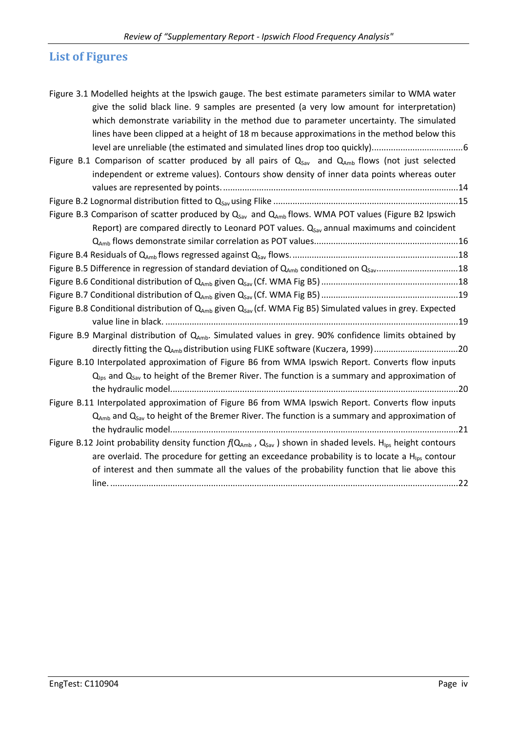## List of Figures

Figure 3.1 Modelled heights at the Ipswich gauge. The best estimate parameters similar to WMA water give the solid black line. 9 samples are presented (a very low amount for interpretation) which demonstrate variability in the method due to parameter uncertainty. The simulated lines have been clipped at a height of 18 m because approximations in the method below this level are unreliable (the estimated and simulated lines drop too quickly)......................................6

Figure B.1 Comparison of scatter produced by all pairs of $Q_{Sav}$ and $Q_{Amb}$ flows (not just selected independent or extreme values). Contours show density of inner data points whereas outer values are represented by points. ..................................................................................................14

Figure B.2 Lognormal distribution fitted to $Q_{Sav}$ using Flike ..............................................................................15

Figure B.3 Comparison of scatter produced by $Q_{Sav}$ and $Q_{Amb}$ flows. WMA POT values (Figure B2 Ipswich Report) are compared directly to Leonard POT values. $Q_{Sav}$ annual maximums and coincident $Q_{Amb}$ flows demonstrate similar correlation as POT values............................................................16

Figure B.4 Residuals of $Q_{Amb}$ flows regressed against $Q_{Sav}$ flows. .....................................................................18

Figure B.5 Difference in regression of standard deviation of $Q_{Amb}$ conditioned on $Q_{Sav}$..................................18

Figure B.6 Conditional distribution of $Q_{Amb}$ given $Q_{Sav}$ (Cf. WMA Fig B5) .........................................................18

Figure B.7 Conditional distribution of $Q_{Amb}$ given $Q_{Sav}$ (Cf. WMA Fig B5) .........................................................19

Figure B.8 Conditional distribution of $Q_{Amb}$ given $Q_{Sav}$ (cf. WMA Fig B5) Simulated values in grey. Expected value line in black. ..........................................................................................................................19

Figure B.9 Marginal distribution of $Q_{Amb}$. Simulated values in grey. 90% confidence limits obtained by directly fitting the $Q_{Amb}$ distribution using FLIKE software (Kuczera, 1999)...................................20

Figure B.10 Interpolated approximation of Figure B6 from WMA Ipswich Report. Converts flow inputs $Q_{Ips}$ and $Q_{Sav}$ to height of the Bremer River. The function is a summary and approximation of the hydraulic model.......................................................................................................................20

Figure B.11 Interpolated approximation of Figure B6 from WMA Ipswich Report. Converts flow inputs $Q_{Amb}$ and $Q_{Sav}$ to height of the Bremer River. The function is a summary and approximation of the hydraulic model.......................................................................................................................21

Figure B.12 Joint probability density function $f(Q_{Amb}, Q_{Sav})$ shown in shaded levels. $H_{Ips}$ height contours are overlaid. The procedure for getting an exceedance probability is to locate a $H_{Ips}$ contour of interest and then summate all the values of the probability function that lie above this line. ...............................................................................................................................................22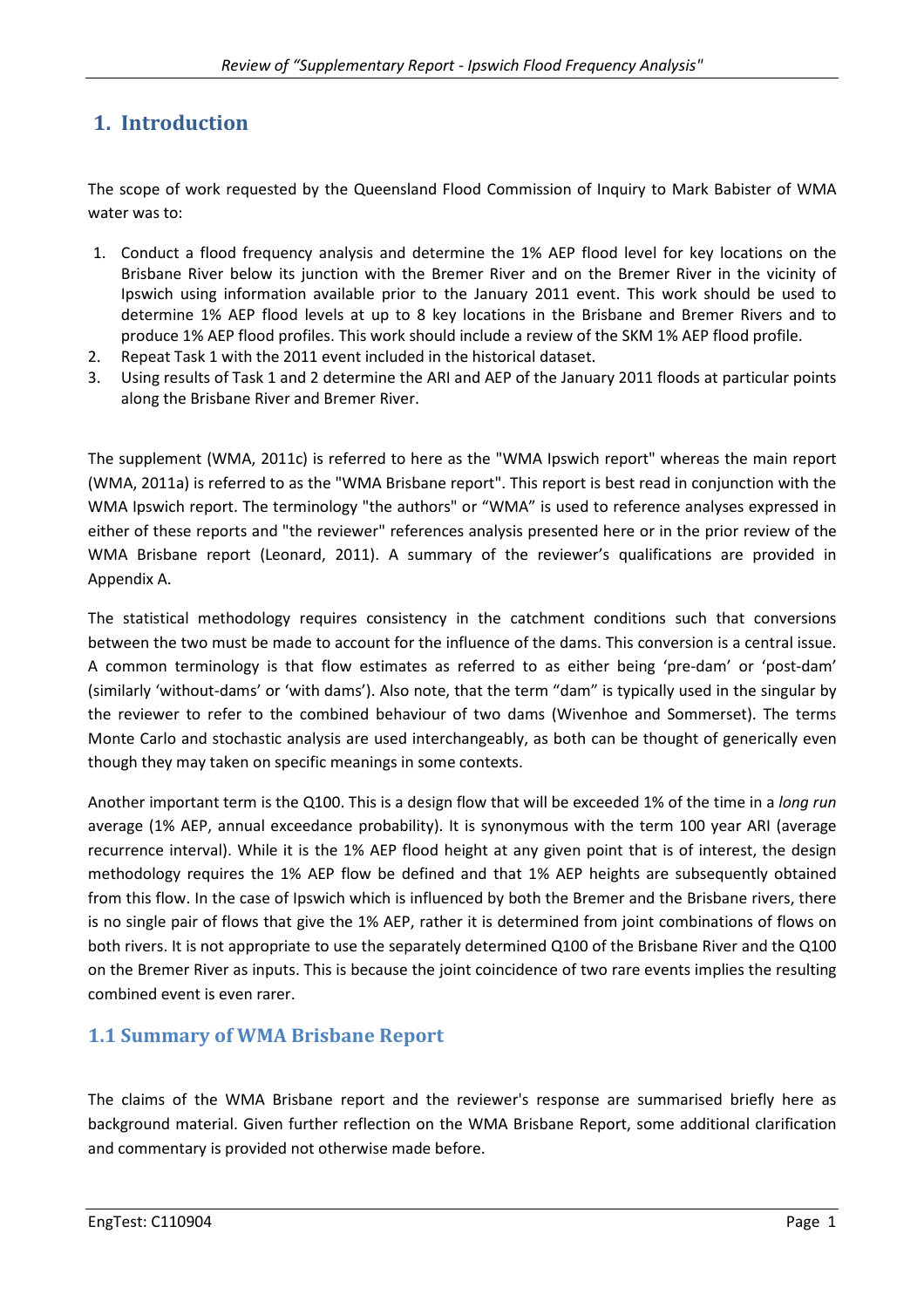# 1. Introduction

The scope of work requested by the Queensland Flood Commission of Inquiry to Mark Babister of WMA water was to:

1. Conduct a flood frequency analysis and determine the 1% AEP flood level for key locations on the Brisbane River below its junction with the Bremer River and on the Bremer River in the vicinity of Ipswich using information available prior to the January 2011 event. This work should be used to determine 1% AEP flood levels at up to 8 key locations in the Brisbane and Bremer Rivers and to produce 1% AEP flood profiles. This work should include a review of the SKM 1% AEP flood profile.
2. Repeat Task 1 with the 2011 event included in the historical dataset.
3. Using results of Task 1 and 2 determine the ARI and AEP of the January 2011 floods at particular points along the Brisbane River and Bremer River.

The supplement (WMA, 2011c) is referred to here as the "WMA Ipswich report" whereas the main report (WMA, 2011a) is referred to as the "WMA Brisbane report". This report is best read in conjunction with the WMA Ipswich report. The terminology "the authors" or “WMA” is used to reference analyses expressed in either of these reports and "the reviewer" references analysis presented here or in the prior review of the WMA Brisbane report (Leonard, 2011). A summary of the reviewer’s qualifications are provided in Appendix A.

The statistical methodology requires consistency in the catchment conditions such that conversions between the two must be made to account for the influence of the dams. This conversion is a central issue. A common terminology is that flow estimates as referred to as either being ‘pre-dam’ or ‘post-dam’ (similarly ‘without-dams’ or ‘with dams’). Also note, that the term “dam” is typically used in the singular by the reviewer to refer to the combined behaviour of two dams (Wivenhoe and Sommerset). The terms Monte Carlo and stochastic analysis are used interchangeably, as both can be thought of generically even though they may taken on specific meanings in some contexts.

Another important term is the Q100. This is a design flow that will be exceeded 1% of the time in a *long run* average (1% AEP, annual exceedance probability). It is synonymous with the term 100 year ARI (average recurrence interval). While it is the 1% AEP flood height at any given point that is of interest, the design methodology requires the 1% AEP flow be defined and that 1% AEP heights are subsequently obtained from this flow. In the case of Ipswich which is influenced by both the Bremer and the Brisbane rivers, there is no single pair of flows that give the 1% AEP, rather it is determined from joint combinations of flows on both rivers. It is not appropriate to use the separately determined Q100 of the Brisbane River and the Q100 on the Bremer River as inputs. This is because the joint coincidence of two rare events implies the resulting combined event is even rarer.

## 1.1 Summary of WMA Brisbane Report

The claims of the WMA Brisbane report and the reviewer's response are summarised briefly here as background material. Given further reflection on the WMA Brisbane Report, some additional clarification and commentary is provided not otherwise made before.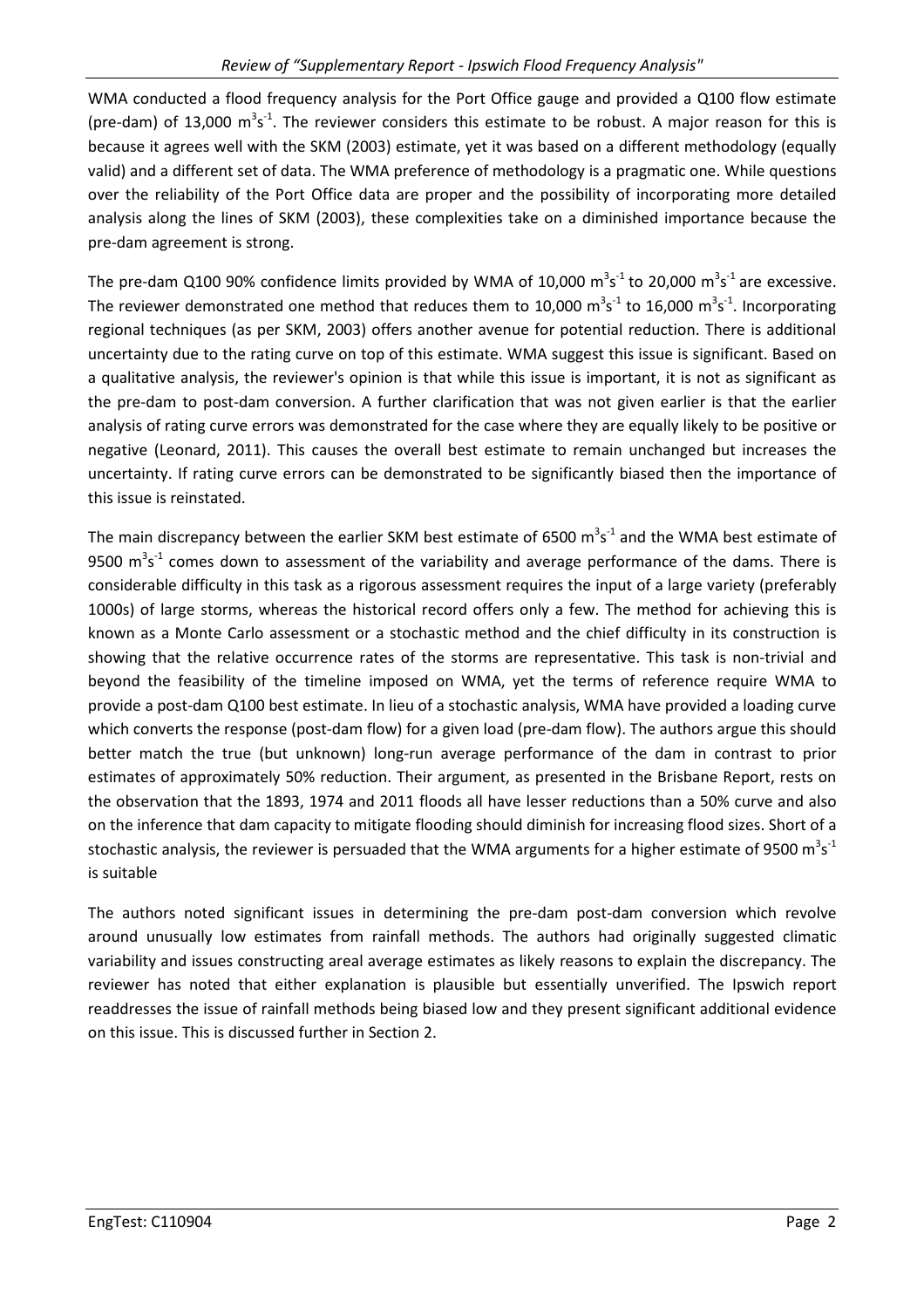WMA conducted a flood frequency analysis for the Port Office gauge and provided a Q100 flow estimate (pre-dam) of 13,000 $m^3s^{-1}$. The reviewer considers this estimate to be robust. A major reason for this is because it agrees well with the SKM (2003) estimate, yet it was based on a different methodology (equally valid) and a different set of data. The WMA preference of methodology is a pragmatic one. While questions over the reliability of the Port Office data are proper and the possibility of incorporating more detailed analysis along the lines of SKM (2003), these complexities take on a diminished importance because the pre-dam agreement is strong.

The pre-dam Q100 90% confidence limits provided by WMA of 10,000 $m^3s^{-1}$ to 20,000 $m^3s^{-1}$ are excessive. The reviewer demonstrated one method that reduces them to 10,000 $m^3s^{-1}$ to 16,000 $m^3s^{-1}$. Incorporating regional techniques (as per SKM, 2003) offers another avenue for potential reduction. There is additional uncertainty due to the rating curve on top of this estimate. WMA suggest this issue is significant. Based on a qualitative analysis, the reviewer's opinion is that while this issue is important, it is not as significant as the pre-dam to post-dam conversion. A further clarification that was not given earlier is that the earlier analysis of rating curve errors was demonstrated for the case where they are equally likely to be positive or negative (Leonard, 2011). This causes the overall best estimate to remain unchanged but increases the uncertainty. If rating curve errors can be demonstrated to be significantly biased then the importance of this issue is reinstated.

The main discrepancy between the earlier SKM best estimate of 6500 $m^3s^{-1}$ and the WMA best estimate of 9500 $m^3s^{-1}$ comes down to assessment of the variability and average performance of the dams. There is considerable difficulty in this task as a rigorous assessment requires the input of a large variety (preferably 1000s) of large storms, whereas the historical record offers only a few. The method for achieving this is known as a Monte Carlo assessment or a stochastic method and the chief difficulty in its construction is showing that the relative occurrence rates of the storms are representative. This task is non-trivial and beyond the feasibility of the timeline imposed on WMA, yet the terms of reference require WMA to provide a post-dam Q100 best estimate. In lieu of a stochastic analysis, WMA have provided a loading curve which converts the response (post-dam flow) for a given load (pre-dam flow). The authors argue this should better match the true (but unknown) long-run average performance of the dam in contrast to prior estimates of approximately 50% reduction. Their argument, as presented in the Brisbane Report, rests on the observation that the 1893, 1974 and 2011 floods all have lesser reductions than a 50% curve and also on the inference that dam capacity to mitigate flooding should diminish for increasing flood sizes. Short of a stochastic analysis, the reviewer is persuaded that the WMA arguments for a higher estimate of 9500 $m^3s^{-1}$ is suitable

The authors noted significant issues in determining the pre-dam post-dam conversion which revolve around unusually low estimates from rainfall methods. The authors had originally suggested climatic variability and issues constructing areal average estimates as likely reasons to explain the discrepancy. The reviewer has noted that either explanation is plausible but essentially unverified. The Ipswich report readdresses the issue of rainfall methods being biased low and they present significant additional evidence on this issue. This is discussed further in Section 2.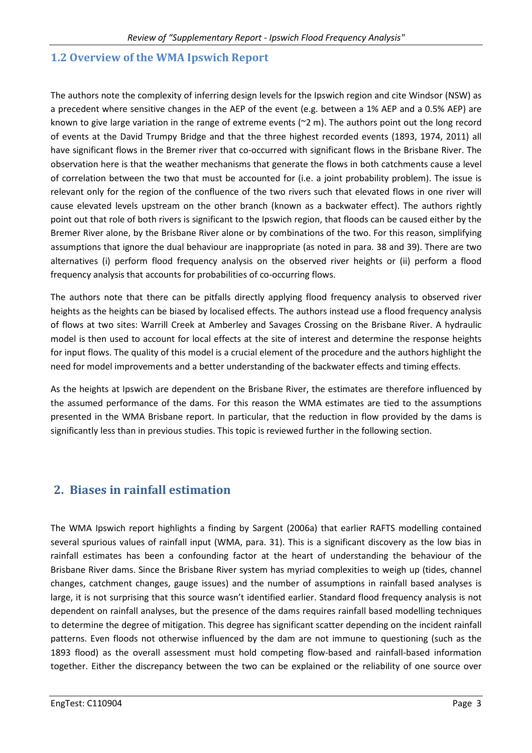## 1.2 Overview of the WMA Ipswich Report

The authors note the complexity of inferring design levels for the Ipswich region and cite Windsor (NSW) as a precedent where sensitive changes in the AEP of the event (e.g. between a 1% AEP and a 0.5% AEP) are known to give large variation in the range of extreme events (~2 m). The authors point out the long record of events at the David Trumpy Bridge and that the three highest recorded events (1893, 1974, 2011) all have significant flows in the Bremer river that co-occurred with significant flows in the Brisbane River. The observation here is that the weather mechanisms that generate the flows in both catchments cause a level of correlation between the two that must be accounted for (i.e. a joint probability problem). The issue is relevant only for the region of the confluence of the two rivers such that elevated flows in one river will cause elevated levels upstream on the other branch (known as a backwater effect). The authors rightly point out that role of both rivers is significant to the Ipswich region, that floods can be caused either by the Bremer River alone, by the Brisbane River alone or by combinations of the two. For this reason, simplifying assumptions that ignore the dual behaviour are inappropriate (as noted in para. 38 and 39). There are two alternatives (i) perform flood frequency analysis on the observed river heights or (ii) perform a flood frequency analysis that accounts for probabilities of co-occurring flows.

The authors note that there can be pitfalls directly applying flood frequency analysis to observed river heights as the heights can be biased by localised effects. The authors instead use a flood frequency analysis of flows at two sites: Warrill Creek at Amberley and Savages Crossing on the Brisbane River. A hydraulic model is then used to account for local effects at the site of interest and determine the response heights for input flows. The quality of this model is a crucial element of the procedure and the authors highlight the need for model improvements and a better understanding of the backwater effects and timing effects.

As the heights at Ipswich are dependent on the Brisbane River, the estimates are therefore influenced by the assumed performance of the dams. For this reason the WMA estimates are tied to the assumptions presented in the WMA Brisbane report. In particular, that the reduction in flow provided by the dams is significantly less than in previous studies. This topic is reviewed further in the following section.

# 2. Biases in rainfall estimation

The WMA Ipswich report highlights a finding by Sargent (2006a) that earlier RAFTS modelling contained several spurious values of rainfall input (WMA, para. 31). This is a significant discovery as the low bias in rainfall estimates has been a confounding factor at the heart of understanding the behaviour of the Brisbane River dams. Since the Brisbane River system has myriad complexities to weigh up (tides, channel changes, catchment changes, gauge issues) and the number of assumptions in rainfall based analyses is large, it is not surprising that this source wasn't identified earlier. Standard flood frequency analysis is not dependent on rainfall analyses, but the presence of the dams requires rainfall based modelling techniques to determine the degree of mitigation. This degree has significant scatter depending on the incident rainfall patterns. Even floods not otherwise influenced by the dam are not immune to questioning (such as the 1893 flood) as the overall assessment must hold competing flow-based and rainfall-based information together. Either the discrepancy between the two can be explained or the reliability of one source over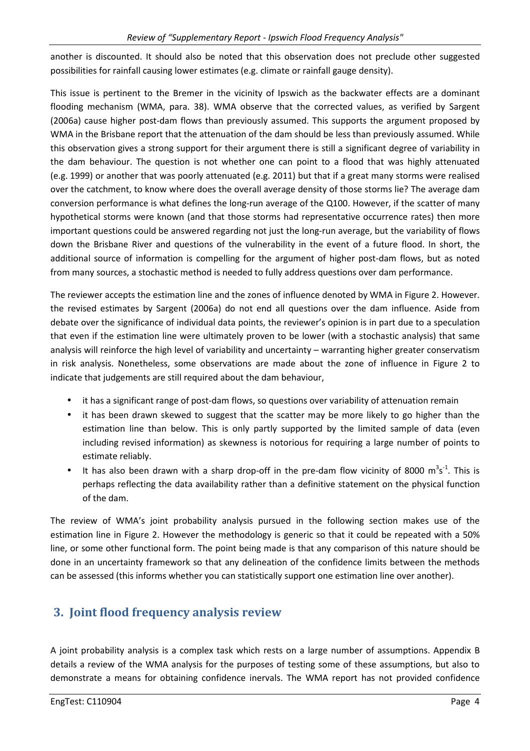another is discounted. It should also be noted that this observation does not preclude other suggested possibilities for rainfall causing lower estimates (e.g. climate or rainfall gauge density).

This issue is pertinent to the Bremer in the vicinity of Ipswich as the backwater effects are a dominant flooding mechanism (WMA, para. 38). WMA observe that the corrected values, as verified by Sargent (2006a) cause higher post-dam flows than previously assumed. This supports the argument proposed by WMA in the Brisbane report that the attenuation of the dam should be less than previously assumed. While this observation gives a strong support for their argument there is still a significant degree of variability in the dam behaviour. The question is not whether one can point to a flood that was highly attenuated (e.g. 1999) or another that was poorly attenuated (e.g. 2011) but that if a great many storms were realised over the catchment, to know where does the overall average density of those storms lie? The average dam conversion performance is what defines the long-run average of the Q100. However, if the scatter of many hypothetical storms were known (and that those storms had representative occurrence rates) then more important questions could be answered regarding not just the long-run average, but the variability of flows down the Brisbane River and questions of the vulnerability in the event of a future flood. In short, the additional source of information is compelling for the argument of higher post-dam flows, but as noted from many sources, a stochastic method is needed to fully address questions over dam performance.

The reviewer accepts the estimation line and the zones of influence denoted by WMA in Figure 2. However. the revised estimates by Sargent (2006a) do not end all questions over the dam influence. Aside from debate over the significance of individual data points, the reviewer's opinion is in part due to a speculation that even if the estimation line were ultimately proven to be lower (with a stochastic analysis) that same analysis will reinforce the high level of variability and uncertainty – warranting higher greater conservatism in risk analysis. Nonetheless, some observations are made about the zone of influence in Figure 2 to indicate that judgements are still required about the dam behaviour,

- it has a significant range of post-dam flows, so questions over variability of attenuation remain
- it has been drawn skewed to suggest that the scatter may be more likely to go higher than the estimation line than below. This is only partly supported by the limited sample of data (even including revised information) as skewness is notorious for requiring a large number of points to estimate reliably.
- It has also been drawn with a sharp drop-off in the pre-dam flow vicinity of 8000 $m^3s^{-1}$. This is perhaps reflecting the data availability rather than a definitive statement on the physical function of the dam.

The review of WMA's joint probability analysis pursued in the following section makes use of the estimation line in Figure 2. However the methodology is generic so that it could be repeated with a 50% line, or some other functional form. The point being made is that any comparison of this nature should be done in an uncertainty framework so that any delineation of the confidence limits between the methods can be assessed (this informs whether you can statistically support one estimation line over another).

## 3. Joint flood frequency analysis review

A joint probability analysis is a complex task which rests on a large number of assumptions. Appendix B details a review of the WMA analysis for the purposes of testing some of these assumptions, but also to demonstrate a means for obtaining confidence inervals. The WMA report has not provided confidence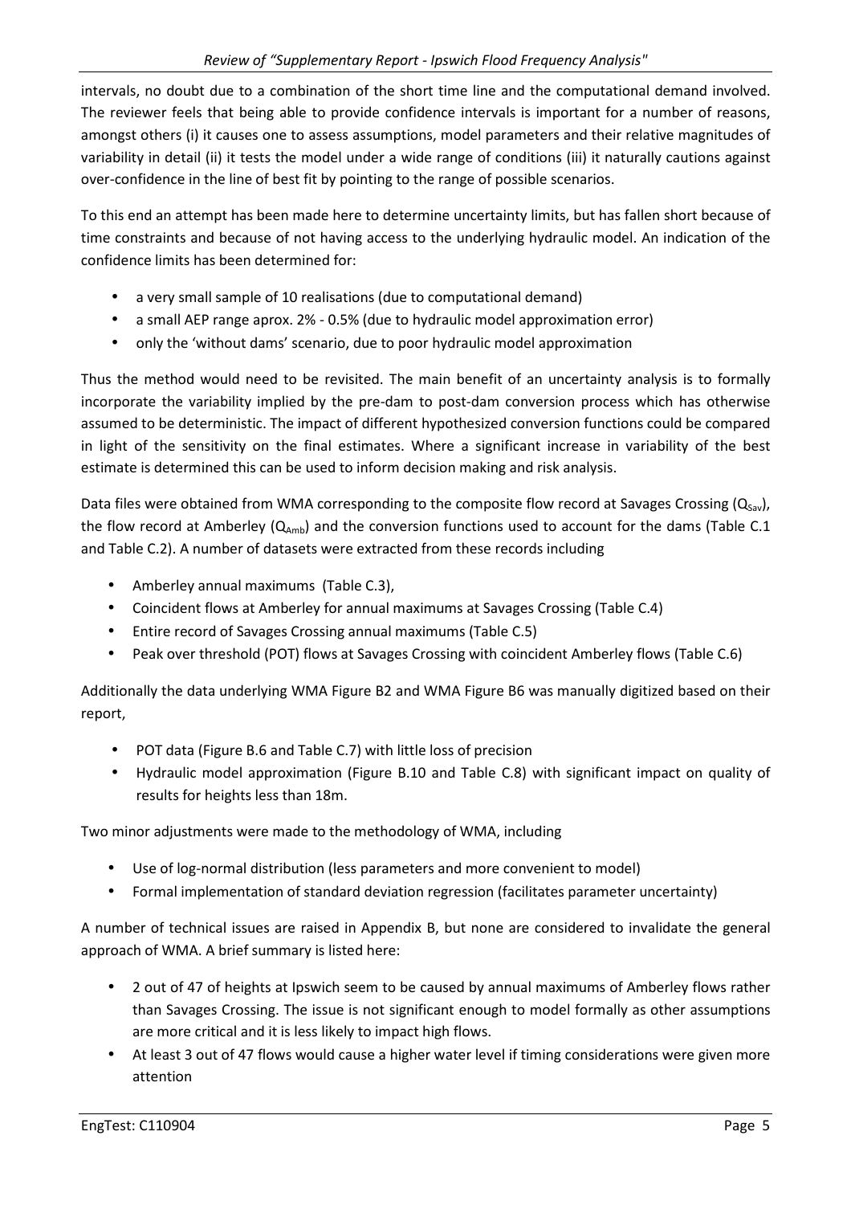intervals, no doubt due to a combination of the short time line and the computational demand involved. The reviewer feels that being able to provide confidence intervals is important for a number of reasons, amongst others (i) it causes one to assess assumptions, model parameters and their relative magnitudes of variability in detail (ii) it tests the model under a wide range of conditions (iii) it naturally cautions against over-confidence in the line of best fit by pointing to the range of possible scenarios.

To this end an attempt has been made here to determine uncertainty limits, but has fallen short because of time constraints and because of not having access to the underlying hydraulic model. An indication of the confidence limits has been determined for:

- a very small sample of 10 realisations (due to computational demand)
- a small AEP range aprox. 2% - 0.5% (due to hydraulic model approximation error)
- only the 'without dams' scenario, due to poor hydraulic model approximation

Thus the method would need to be revisited. The main benefit of an uncertainty analysis is to formally incorporate the variability implied by the pre-dam to post-dam conversion process which has otherwise assumed to be deterministic. The impact of different hypothesized conversion functions could be compared in light of the sensitivity on the final estimates. Where a significant increase in variability of the best estimate is determined this can be used to inform decision making and risk analysis.

Data files were obtained from WMA corresponding to the composite flow record at Savages Crossing ($Q_{Sav}$), the flow record at Amberley ($Q_{Amb}$) and the conversion functions used to account for the dams (Table C.1 and Table C.2). A number of datasets were extracted from these records including

- Amberley annual maximums (Table C.3),
- Coincident flows at Amberley for annual maximums at Savages Crossing (Table C.4)
- Entire record of Savages Crossing annual maximums (Table C.5)
- Peak over threshold (POT) flows at Savages Crossing with coincident Amberley flows (Table C.6)

Additionally the data underlying WMA Figure B2 and WMA Figure B6 was manually digitized based on their report,

- POT data (Figure B.6 and Table C.7) with little loss of precision
- Hydraulic model approximation (Figure B.10 and Table C.8) with significant impact on quality of results for heights less than 18m.

Two minor adjustments were made to the methodology of WMA, including

- Use of log-normal distribution (less parameters and more convenient to model)
- Formal implementation of standard deviation regression (facilitates parameter uncertainty)

A number of technical issues are raised in Appendix B, but none are considered to invalidate the general approach of WMA. A brief summary is listed here:

- 2 out of 47 of heights at Ipswich seem to be caused by annual maximums of Amberley flows rather than Savages Crossing. The issue is not significant enough to model formally as other assumptions are more critical and it is less likely to impact high flows.
- At least 3 out of 47 flows would cause a higher water level if timing considerations were given more attention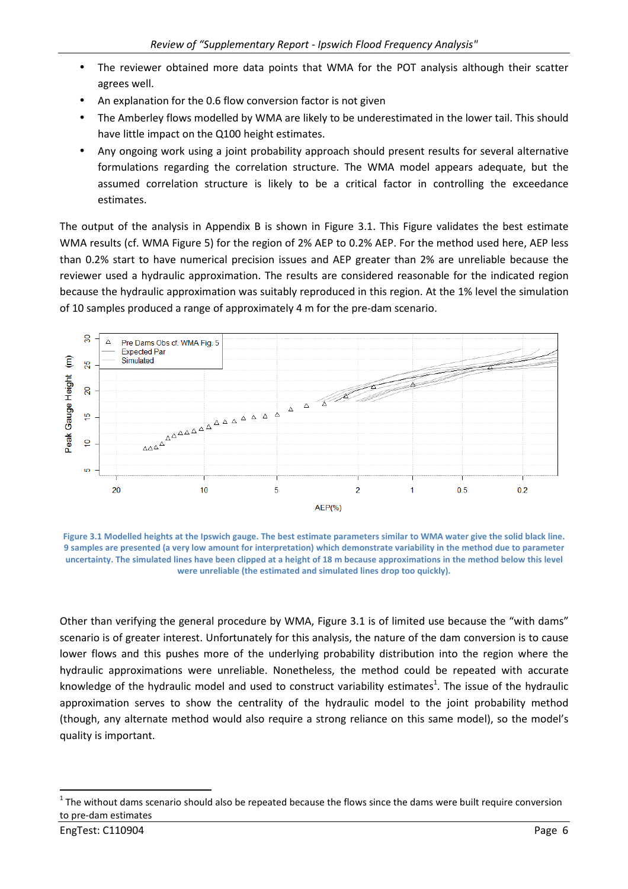- The reviewer obtained more data points that WMA for the POT analysis although their scatter agrees well.
- An explanation for the 0.6 flow conversion factor is not given
- The Amberley flows modelled by WMA are likely to be underestimated in the lower tail. This should have little impact on the Q100 height estimates.
- Any ongoing work using a joint probability approach should present results for several alternative formulations regarding the correlation structure. The WMA model appears adequate, but the assumed correlation structure is likely to be a critical factor in controlling the exceedance estimates.

The output of the analysis in Appendix B is shown in Figure 3.1. This Figure validates the best estimate WMA results (cf. WMA Figure 5) for the region of 2% AEP to 0.2% AEP. For the method used here, AEP less than 0.2% start to have numerical precision issues and AEP greater than 2% are unreliable because the reviewer used a hydraulic approximation. The results are considered reasonable for the indicated region because the hydraulic approximation was suitably reproduced in this region. At the 1% level the simulation of 10 samples produced a range of approximately 4 m for the pre-dam scenario.

**Figure 3.1 Modelled heights at the Ipswich gauge. The best estimate parameters similar to WMA water give the solid black line. 9 samples are presented (a very low amount for interpretation) which demonstrate variability in the method due to parameter uncertainty. The simulated lines have been clipped at a height of 18 m because approximations in the method below this level were unreliable (the estimated and simulated lines drop too quickly).**

Other than verifying the general procedure by WMA, Figure 3.1 is of limited use because the "with dams" scenario is of greater interest. Unfortunately for this analysis, the nature of the dam conversion is to cause lower flows and this pushes more of the underlying probability distribution into the region where the hydraulic approximations were unreliable. Nonetheless, the method could be repeated with accurate knowledge of the hydraulic model and used to construct variability estimates[1]. The issue of the hydraulic approximation serves to show the centrality of the hydraulic model to the joint probability method (though, any alternate method would also require a strong reliance on this same model), so the model's quality is important.

[1] The without dams scenario should also be repeated because the flows since the dams were built require conversion to pre-dam estimates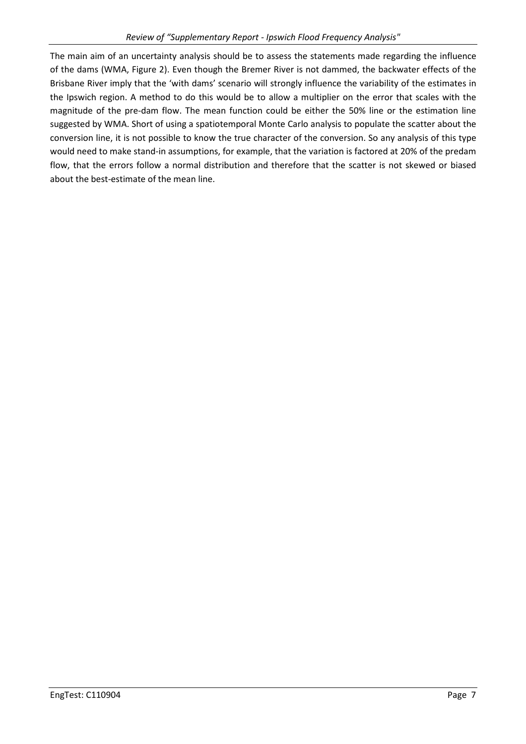The main aim of an uncertainty analysis should be to assess the statements made regarding the influence of the dams (WMA, Figure 2). Even though the Bremer River is not dammed, the backwater effects of the Brisbane River imply that the 'with dams' scenario will strongly influence the variability of the estimates in the Ipswich region. A method to do this would be to allow a multiplier on the error that scales with the magnitude of the pre-dam flow. The mean function could be either the 50% line or the estimation line suggested by WMA. Short of using a spatiotemporal Monte Carlo analysis to populate the scatter about the conversion line, it is not possible to know the true character of the conversion. So any analysis of this type would need to make stand-in assumptions, for example, that the variation is factored at 20% of the predam flow, that the errors follow a normal distribution and therefore that the scatter is not skewed or biased about the best-estimate of the mean line.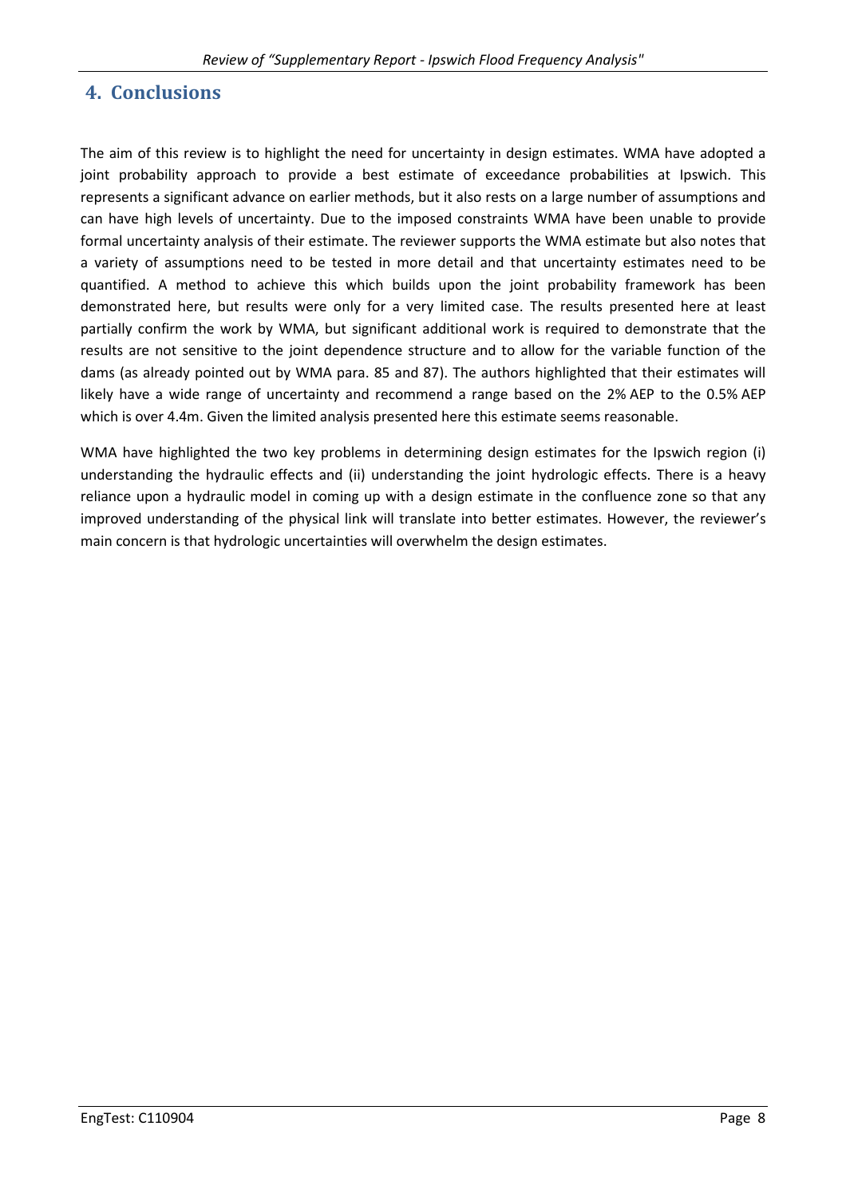## 4. Conclusions

The aim of this review is to highlight the need for uncertainty in design estimates. WMA have adopted a joint probability approach to provide a best estimate of exceedance probabilities at Ipswich. This represents a significant advance on earlier methods, but it also rests on a large number of assumptions and can have high levels of uncertainty. Due to the imposed constraints WMA have been unable to provide formal uncertainty analysis of their estimate. The reviewer supports the WMA estimate but also notes that a variety of assumptions need to be tested in more detail and that uncertainty estimates need to be quantified. A method to achieve this which builds upon the joint probability framework has been demonstrated here, but results were only for a very limited case. The results presented here at least partially confirm the work by WMA, but significant additional work is required to demonstrate that the results are not sensitive to the joint dependence structure and to allow for the variable function of the dams (as already pointed out by WMA para. 85 and 87). The authors highlighted that their estimates will likely have a wide range of uncertainty and recommend a range based on the 2% AEP to the 0.5% AEP which is over 4.4m. Given the limited analysis presented here this estimate seems reasonable.

WMA have highlighted the two key problems in determining design estimates for the Ipswich region (i) understanding the hydraulic effects and (ii) understanding the joint hydrologic effects. There is a heavy reliance upon a hydraulic model in coming up with a design estimate in the confluence zone so that any improved understanding of the physical link will translate into better estimates. However, the reviewer's main concern is that hydrologic uncertainties will overwhelm the design estimates.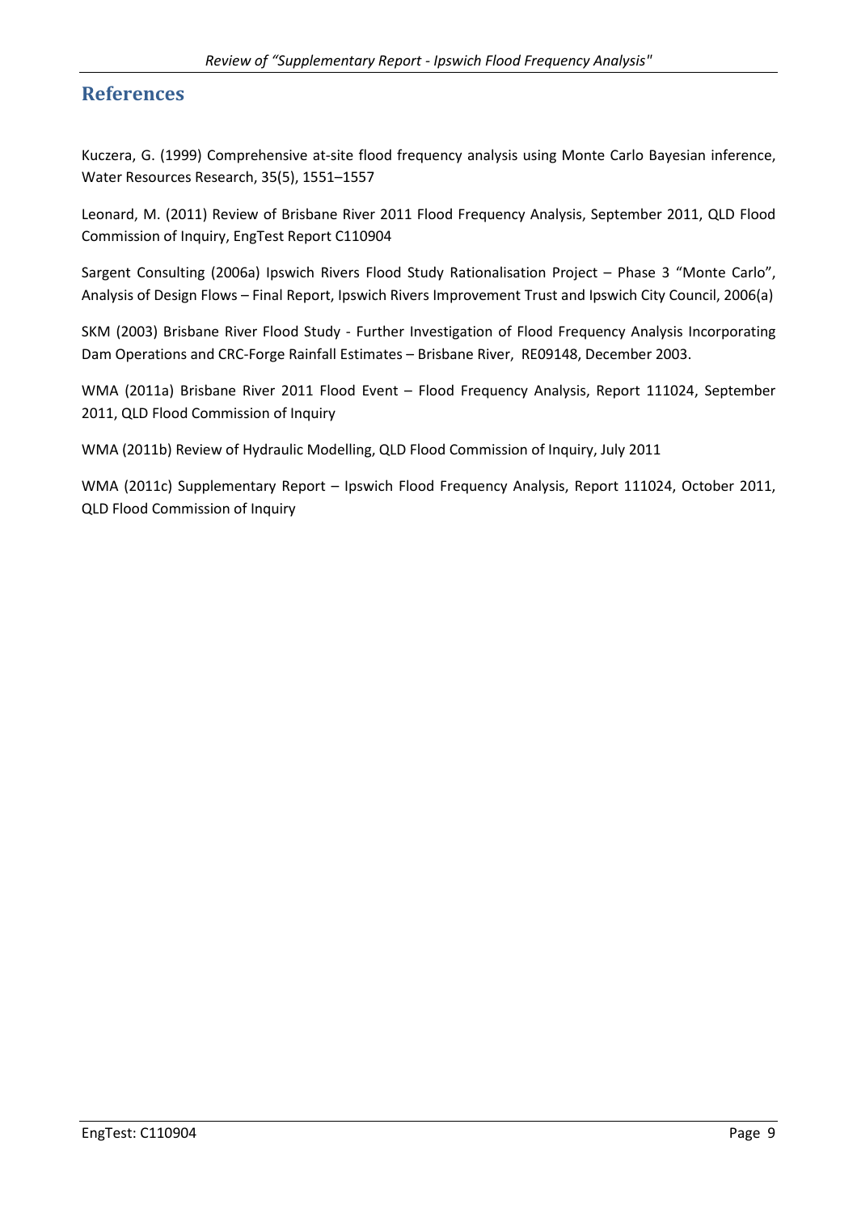## References

Kuczera, G. (1999) Comprehensive at-site flood frequency analysis using Monte Carlo Bayesian inference, Water Resources Research, 35(5), 1551–1557

Leonard, M. (2011) Review of Brisbane River 2011 Flood Frequency Analysis, September 2011, QLD Flood Commission of Inquiry, EngTest Report C110904

Sargent Consulting (2006a) Ipswich Rivers Flood Study Rationalisation Project – Phase 3 "Monte Carlo", Analysis of Design Flows – Final Report, Ipswich Rivers Improvement Trust and Ipswich City Council, 2006(a)

SKM (2003) Brisbane River Flood Study - Further Investigation of Flood Frequency Analysis Incorporating Dam Operations and CRC-Forge Rainfall Estimates – Brisbane River, RE09148, December 2003.

WMA (2011a) Brisbane River 2011 Flood Event – Flood Frequency Analysis, Report 111024, September 2011, QLD Flood Commission of Inquiry

WMA (2011b) Review of Hydraulic Modelling, QLD Flood Commission of Inquiry, July 2011

WMA (2011c) Supplementary Report – Ipswich Flood Frequency Analysis, Report 111024, October 2011, QLD Flood Commission of Inquiry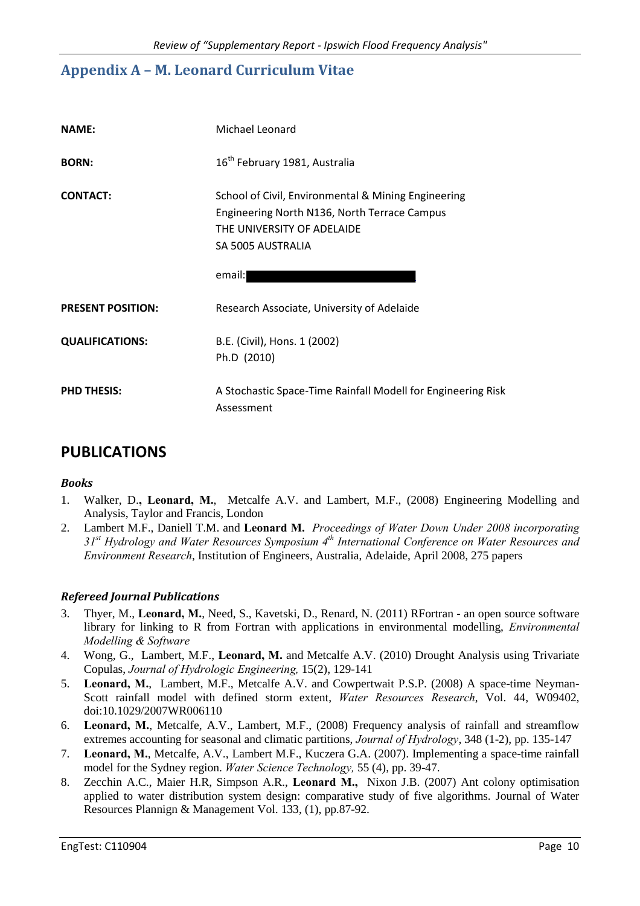## Appendix A – M. Leonard Curriculum Vitae

| | |
|---|---|
| **NAME:** | Michael Leonard |
| **BORN:** | 16th February 1981, Australia |
| **CONTACT:** | School of Civil, Environmental & Mining Engineering<br>Engineering North N136, North Terrace Campus<br>THE UNIVERSITY OF ADELAIDE<br>SA 5005 AUSTRALIA<br><br>email: |
| **PRESENT POSITION:** | Research Associate, University of Adelaide |
| **QUALIFICATIONS:** | B.E. (Civil), Hons. 1 (2002)<br>Ph.D (2010) |
| **PHD THESIS:** | A Stochastic Space-Time Rainfall Modell for Engineering Risk Assessment |

# PUBLICATIONS

### *Books*

1. Walker, D.**, Leonard, M.**, Metcalfe A.V. and Lambert, M.F., (2008) Engineering Modelling and Analysis, Taylor and Francis, London
2. Lambert M.F., Daniell T.M. and **Leonard M.** *Proceedings of Water Down Under 2008 incorporating 31st Hydrology and Water Resources Symposium 4th International Conference on Water Resources and Environment Research*, Institution of Engineers, Australia, Adelaide, April 2008, 275 papers

### *Refereed Journal Publications*

3. Thyer, M., **Leonard, M.**, Need, S., Kavetski, D., Renard, N. (2011) RFortran - an open source software library for linking to R from Fortran with applications in environmental modelling, *Environmental Modelling & Software*
4. Wong, G., Lambert, M.F., **Leonard, M.** and Metcalfe A.V. (2010) Drought Analysis using Trivariate Copulas, *Journal of Hydrologic Engineering,* 15(2), 129-141
5. **Leonard, M.**, Lambert, M.F., Metcalfe A.V. and Cowpertwait P.S.P. (2008) A space-time Neyman-Scott rainfall model with defined storm extent, *Water Resources Research*, Vol. 44, W09402, doi:10.1029/2007WR006110
6. **Leonard, M.**, Metcalfe, A.V., Lambert, M.F., (2008) Frequency analysis of rainfall and streamflow extremes accounting for seasonal and climatic partitions, *Journal of Hydrology*, 348 (1-2), pp. 135-147
7. **Leonard, M.**, Metcalfe, A.V., Lambert M.F., Kuczera G.A. (2007). Implementing a space-time rainfall model for the Sydney region. *Water Science Technology,* 55 (4), pp. 39-47.
8. Zecchin A.C., Maier H.R, Simpson A.R., **Leonard M.,** Nixon J.B. (2007) Ant colony optimisation applied to water distribution system design: comparative study of five algorithms. Journal of Water Resources Plannign & Management Vol. 133, (1), pp.87-92.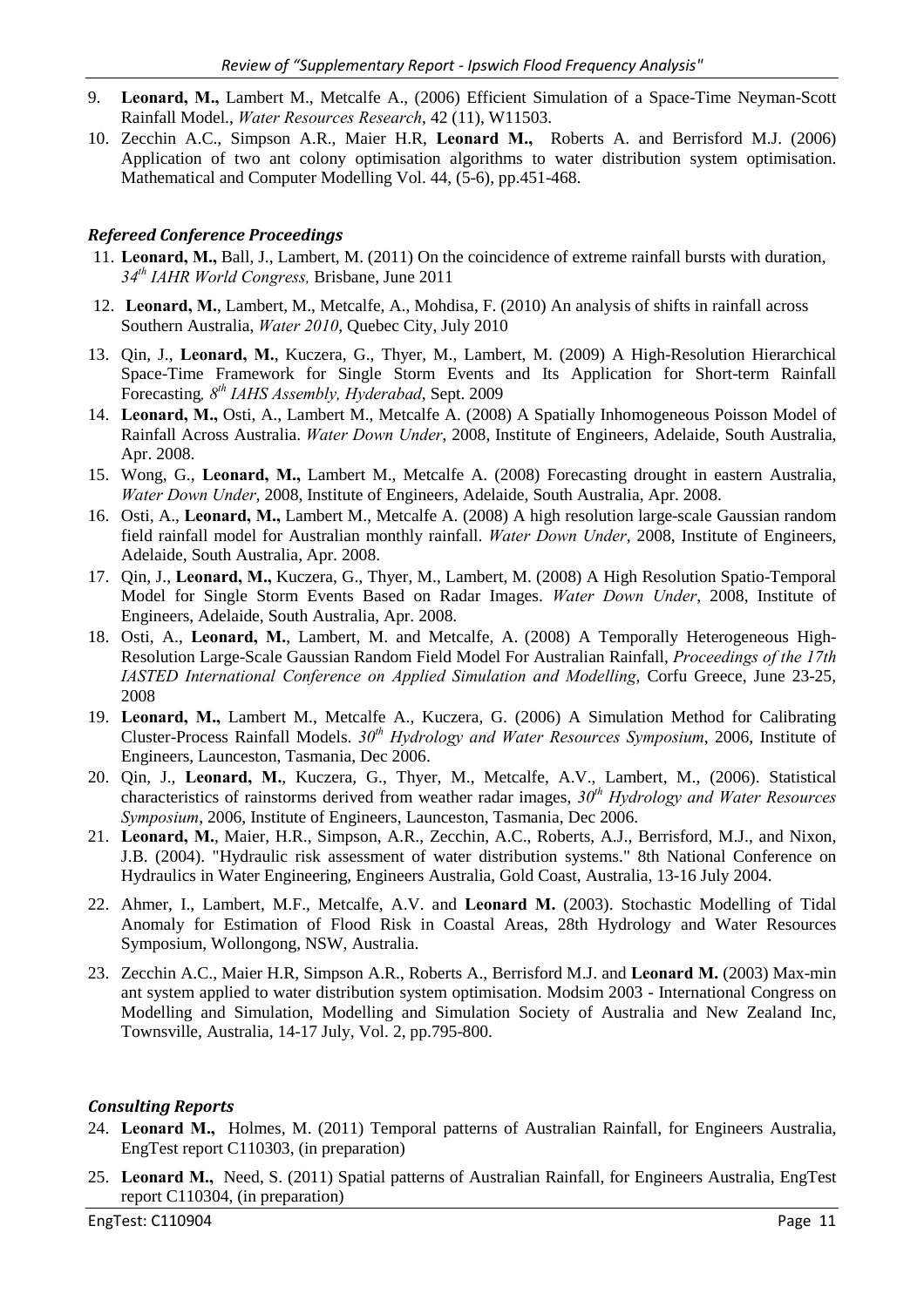9. **Leonard, M.,** Lambert M., Metcalfe A., (2006) Efficient Simulation of a Space-Time Neyman-Scott Rainfall Model., *Water Resources Research*, 42 (11), W11503.
10. Zecchin A.C., Simpson A.R., Maier H.R, **Leonard M.,** Roberts A. and Berrisford M.J. (2006) Application of two ant colony optimisation algorithms to water distribution system optimisation. Mathematical and Computer Modelling Vol. 44, (5-6), pp.451-468.

### *Refereed Conference Proceedings*

11. **Leonard, M.,** Ball, J., Lambert, M. (2011) On the coincidence of extreme rainfall bursts with duration, *34th IAHR World Congress,* Brisbane, June 2011
12. **Leonard, M.**, Lambert, M., Metcalfe, A., Mohdisa, F. (2010) An analysis of shifts in rainfall across Southern Australia, *Water 2010*, Quebec City, July 2010
13. Qin, J., **Leonard, M.**, Kuczera, G., Thyer, M., Lambert, M. (2009) A High-Resolution Hierarchical Space-Time Framework for Single Storm Events and Its Application for Short-term Rainfall Forecasting*, 8th IAHS Assembly, Hyderabad*, Sept. 2009
14. **Leonard, M.,** Osti, A., Lambert M., Metcalfe A. (2008) A Spatially Inhomogeneous Poisson Model of Rainfall Across Australia. *Water Down Under*, 2008, Institute of Engineers, Adelaide, South Australia, Apr. 2008.
15. Wong, G., **Leonard, M.,** Lambert M., Metcalfe A. (2008) Forecasting drought in eastern Australia, *Water Down Under*, 2008, Institute of Engineers, Adelaide, South Australia, Apr. 2008.
16. Osti, A., **Leonard, M.,** Lambert M., Metcalfe A. (2008) A high resolution large-scale Gaussian random field rainfall model for Australian monthly rainfall. *Water Down Under*, 2008, Institute of Engineers, Adelaide, South Australia, Apr. 2008.
17. Qin, J., **Leonard, M.,** Kuczera, G., Thyer, M., Lambert, M. (2008) A High Resolution Spatio-Temporal Model for Single Storm Events Based on Radar Images. *Water Down Under*, 2008, Institute of Engineers, Adelaide, South Australia, Apr. 2008.
18. Osti, A., **Leonard, M.**, Lambert, M. and Metcalfe, A. (2008) A Temporally Heterogeneous High-Resolution Large-Scale Gaussian Random Field Model For Australian Rainfall, *Proceedings of the 17th IASTED International Conference on Applied Simulation and Modelling*, Corfu Greece, June 23-25, 2008
19. **Leonard, M.,** Lambert M., Metcalfe A., Kuczera, G. (2006) A Simulation Method for Calibrating Cluster-Process Rainfall Models. *30th Hydrology and Water Resources Symposium*, 2006, Institute of Engineers, Launceston, Tasmania, Dec 2006.
20. Qin, J., **Leonard, M.**, Kuczera, G., Thyer, M., Metcalfe, A.V., Lambert, M., (2006). Statistical characteristics of rainstorms derived from weather radar images, *30th Hydrology and Water Resources Symposium*, 2006, Institute of Engineers, Launceston, Tasmania, Dec 2006.
21. **Leonard, M.**, Maier, H.R., Simpson, A.R., Zecchin, A.C., Roberts, A.J., Berrisford, M.J., and Nixon, J.B. (2004). "Hydraulic risk assessment of water distribution systems." 8th National Conference on Hydraulics in Water Engineering, Engineers Australia, Gold Coast, Australia, 13-16 July 2004.
22. Ahmer, I., Lambert, M.F., Metcalfe, A.V. and **Leonard M.** (2003). Stochastic Modelling of Tidal Anomaly for Estimation of Flood Risk in Coastal Areas, 28th Hydrology and Water Resources Symposium, Wollongong, NSW, Australia.
23. Zecchin A.C., Maier H.R, Simpson A.R., Roberts A., Berrisford M.J. and **Leonard M.** (2003) Max-min ant system applied to water distribution system optimisation. Modsim 2003 - International Congress on Modelling and Simulation, Modelling and Simulation Society of Australia and New Zealand Inc, Townsville, Australia, 14-17 July, Vol. 2, pp.795-800.

### *Consulting Reports*

24. **Leonard M.,** Holmes, M. (2011) Temporal patterns of Australian Rainfall, for Engineers Australia, EngTest report C110303, (in preparation)
25. **Leonard M.,** Need, S. (2011) Spatial patterns of Australian Rainfall, for Engineers Australia, EngTest report C110304, (in preparation)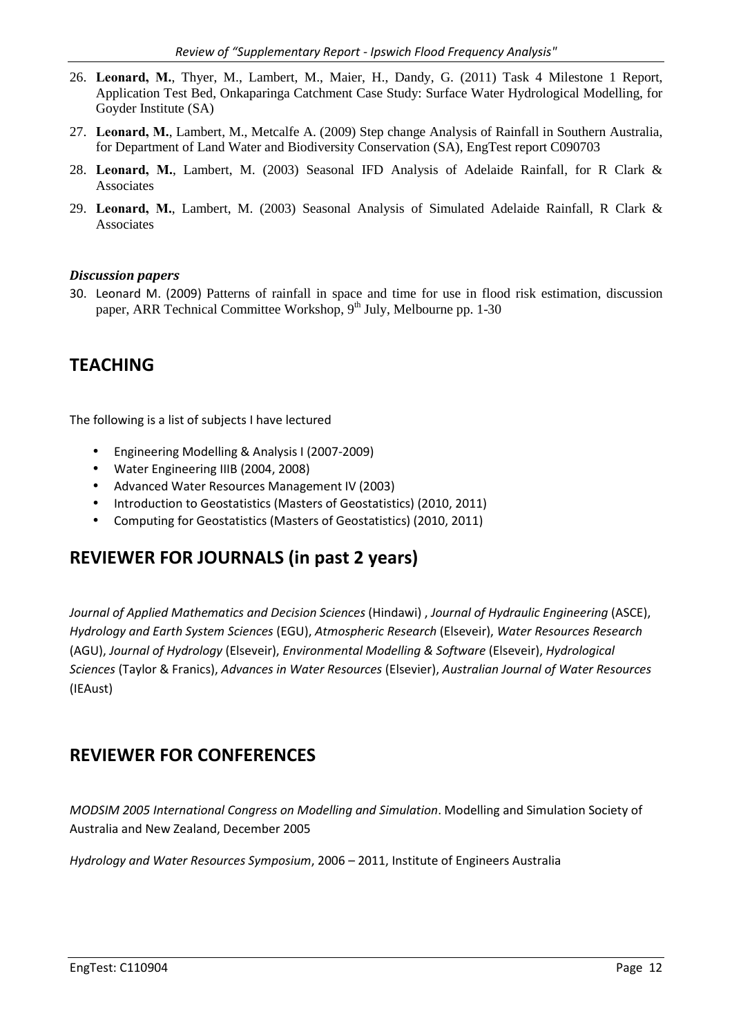26. **Leonard, M.**, Thyer, M., Lambert, M., Maier, H., Dandy, G. (2011) Task 4 Milestone 1 Report, Application Test Bed, Onkaparinga Catchment Case Study: Surface Water Hydrological Modelling, for Goyder Institute (SA)
27. **Leonard, M.**, Lambert, M., Metcalfe A. (2009) Step change Analysis of Rainfall in Southern Australia, for Department of Land Water and Biodiversity Conservation (SA), EngTest report C090703
28. **Leonard, M.**, Lambert, M. (2003) Seasonal IFD Analysis of Adelaide Rainfall, for R Clark & Associates
29. **Leonard, M.**, Lambert, M. (2003) Seasonal Analysis of Simulated Adelaide Rainfall, R Clark & Associates

### *Discussion papers*

30. Leonard M. (2009) Patterns of rainfall in space and time for use in flood risk estimation, discussion paper, ARR Technical Committee Workshop, 9th July, Melbourne pp. 1-30

## TEACHING

The following is a list of subjects I have lectured

- Engineering Modelling & Analysis I (2007-2009)
- Water Engineering IIIB (2004, 2008)
- Advanced Water Resources Management IV (2003)
- Introduction to Geostatistics (Masters of Geostatistics) (2010, 2011)
- Computing for Geostatistics (Masters of Geostatistics) (2010, 2011)

## REVIEWER FOR JOURNALS (in past 2 years)

*Journal of Applied Mathematics and Decision Sciences* (Hindawi) , *Journal of Hydraulic Engineering* (ASCE), *Hydrology and Earth System Sciences* (EGU), *Atmospheric Research* (Elseveir), *Water Resources Research* (AGU), *Journal of Hydrology* (Elseveir), *Environmental Modelling & Software* (Elseveir), *Hydrological Sciences* (Taylor & Franics), *Advances in Water Resources* (Elsevier), *Australian Journal of Water Resources* (IEAust)

## REVIEWER FOR CONFERENCES

*MODSIM 2005 International Congress on Modelling and Simulation*. Modelling and Simulation Society of Australia and New Zealand, December 2005

*Hydrology and Water Resources Symposium*, 2006 – 2011, Institute of Engineers Australia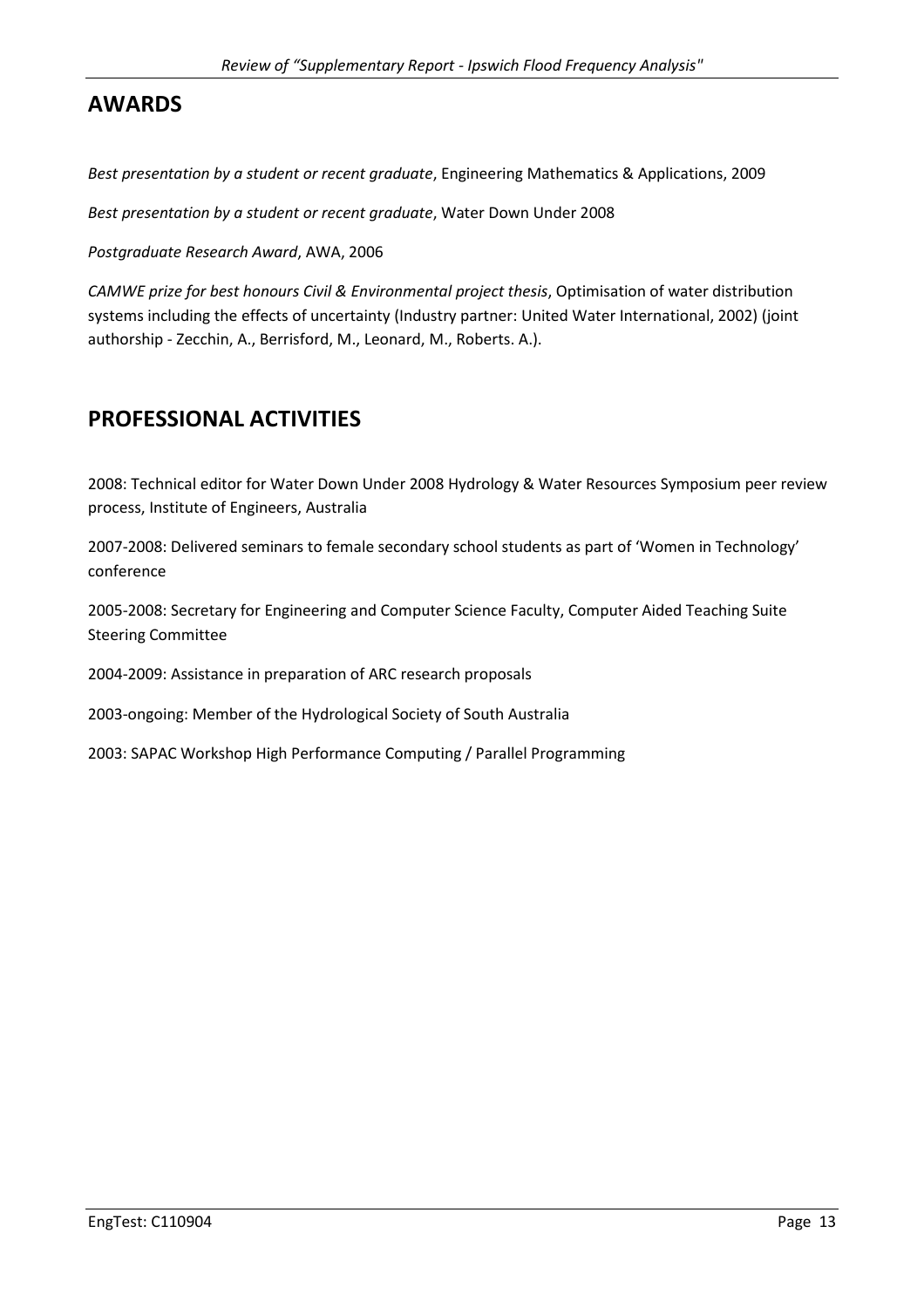## AWARDS

*Best presentation by a student or recent graduate*, Engineering Mathematics & Applications, 2009

*Best presentation by a student or recent graduate*, Water Down Under 2008

*Postgraduate Research Award*, AWA, 2006

*CAMWE prize for best honours Civil & Environmental project thesis*, Optimisation of water distribution systems including the effects of uncertainty (Industry partner: United Water International, 2002) (joint authorship - Zecchin, A., Berrisford, M., Leonard, M., Roberts. A.).

## PROFESSIONAL ACTIVITIES

2008: Technical editor for Water Down Under 2008 Hydrology & Water Resources Symposium peer review process, Institute of Engineers, Australia

2007-2008: Delivered seminars to female secondary school students as part of 'Women in Technology' conference

2005-2008: Secretary for Engineering and Computer Science Faculty, Computer Aided Teaching Suite Steering Committee

2004-2009: Assistance in preparation of ARC research proposals

2003-ongoing: Member of the Hydrological Society of South Australia

2003: SAPAC Workshop High Performance Computing / Parallel Programming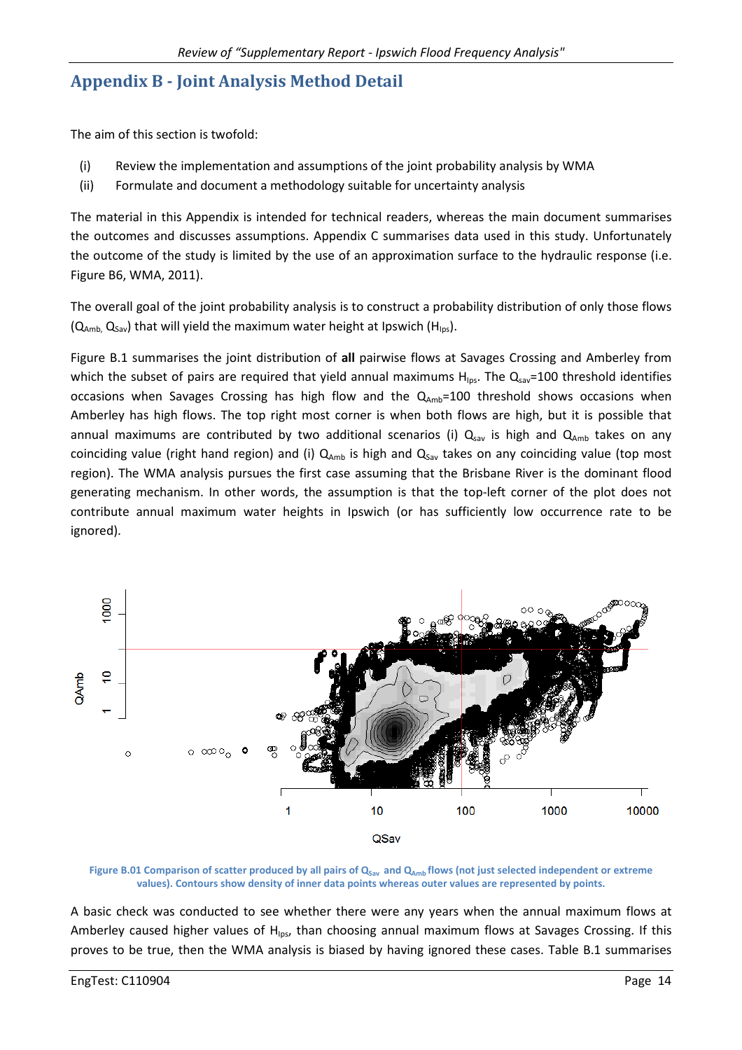# Appendix B - Joint Analysis Method Detail

The aim of this section is twofold:

(i) Review the implementation and assumptions of the joint probability analysis by WMA

(ii) Formulate and document a methodology suitable for uncertainty analysis

The material in this Appendix is intended for technical readers, whereas the main document summarises the outcomes and discusses assumptions. Appendix C summarises data used in this study. Unfortunately the outcome of the study is limited by the use of an approximation surface to the hydraulic response (i.e. Figure B6, WMA, 2011).

The overall goal of the joint probability analysis is to construct a probability distribution of only those flows ($Q_{Amb}$, $Q_{Sav}$) that will yield the maximum water height at Ipswich ($H_{Ips}$).

Figure B.1 summarises the joint distribution of **all** pairwise flows at Savages Crossing and Amberley from which the subset of pairs are required that yield annual maximums $H_{Ips}$. The $Q_{sav}$=100 threshold identifies occasions when Savages Crossing has high flow and the $Q_{Amb}$=100 threshold shows occasions when Amberley has high flows. The top right most corner is when both flows are high, but it is possible that annual maximums are contributed by two additional scenarios (i) $Q_{sav}$ is high and $Q_{Amb}$ takes on any coinciding value (right hand region) and (i) $Q_{Amb}$ is high and $Q_{Sav}$ takes on any coinciding value (top most region). The WMA analysis pursues the first case assuming that the Brisbane River is the dominant flood generating mechanism. In other words, the assumption is that the top-left corner of the plot does not contribute annual maximum water heights in Ipswich (or has sufficiently low occurrence rate to be ignored).

Figure B.01 Comparison of scatter produced by all pairs of $Q_{Sav}$ and $Q_{Amb}$ flows (not just selected independent or extreme values). Contours show density of inner data points whereas outer values are represented by points.

A basic check was conducted to see whether there were any years when the annual maximum flows at Amberley caused higher values of $H_{Ips}$, than choosing annual maximum flows at Savages Crossing. If this proves to be true, then the WMA analysis is biased by having ignored these cases. Table B.1 summarises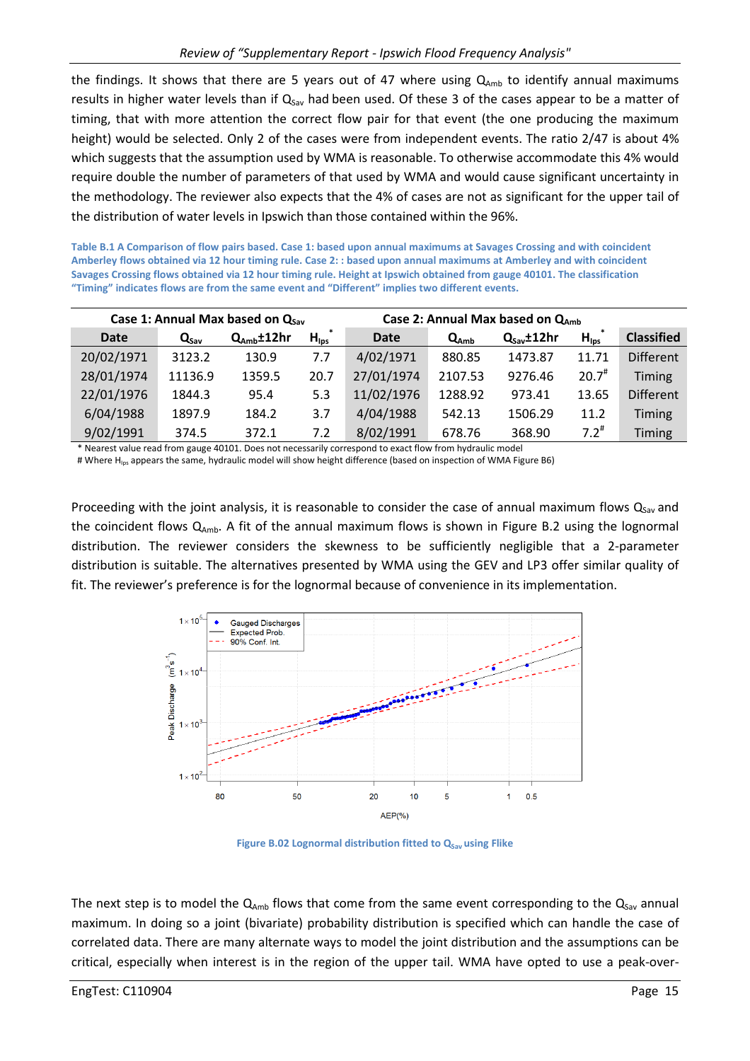the findings. It shows that there are 5 years out of 47 where using $Q_{Amb}$ to identify annual maximums results in higher water levels than if $Q_{Sav}$ had been used. Of these 3 of the cases appear to be a matter of timing, that with more attention the correct flow pair for that event (the one producing the maximum height) would be selected. Only 2 of the cases were from independent events. The ratio 2/47 is about 4% which suggests that the assumption used by WMA is reasonable. To otherwise accommodate this 4% would require double the number of parameters of that used by WMA and would cause significant uncertainty in the methodology. The reviewer also expects that the 4% of cases are not as significant for the upper tail of the distribution of water levels in Ipswich than those contained within the 96%.

**Table B.1 A Comparison of flow pairs based. Case 1: based upon annual maximums at Savages Crossing and with coincident Amberley flows obtained via 12 hour timing rule. Case 2: : based upon annual maximums at Amberley and with coincident Savages Crossing flows obtained via 12 hour timing rule. Height at Ipswich obtained from gauge 40101. The classification "Timing" indicates flows are from the same event and "Different" implies two different events.**

| Case 1: Annual Max based on $Q_{Sav}$ | | | | Case 2: Annual Max based on $Q_{Amb}$ | | | | |
|---|---|---|---|---|---|---|---|---|
| Date | $Q_{Sav}$ | $Q_{Amb}$±12hr | $H_{Ips}$* | Date | $Q_{Amb}$ | $Q_{Sav}$±12hr | $H_{Ips}$* | Classified |
| 20/02/1971 | 3123.2 | 130.9 | 7.7 | 4/02/1971 | 880.85 | 1473.87 | 11.71 | Different |
| 28/01/1974 | 11136.9 | 1359.5 | 20.7 | 27/01/1974 | 2107.53 | 9276.46 | 20.7# | Timing |
| 22/01/1976 | 1844.3 | 95.4 | 5.3 | 11/02/1976 | 1288.92 | 973.41 | 13.65 | Different |
| 6/04/1988 | 1897.9 | 184.2 | 3.7 | 4/04/1988 | 542.13 | 1506.29 | 11.2 | Timing |
| 9/02/1991 | 374.5 | 372.1 | 7.2 | 8/02/1991 | 678.76 | 368.90 | 7.2# | Timing |

\* Nearest value read from gauge 40101. Does not necessarily correspond to exact flow from hydraulic model

\# Where $H_{Ips}$ appears the same, hydraulic model will show height difference (based on inspection of WMA Figure B6)

Proceeding with the joint analysis, it is reasonable to consider the case of annual maximum flows $Q_{Sav}$ and the coincident flows $Q_{Amb}$. A fit of the annual maximum flows is shown in Figure B.2 using the lognormal distribution. The reviewer considers the skewness to be sufficiently negligible that a 2-parameter distribution is suitable. The alternatives presented by WMA using the GEV and LP3 offer similar quality of fit. The reviewer's preference is for the lognormal because of convenience in its implementation.

**Figure B.02 Lognormal distribution fitted to $Q_{Sav}$ using Flike**

The next step is to model the $Q_{Amb}$ flows that come from the same event corresponding to the $Q_{Sav}$ annual maximum. In doing so a joint (bivariate) probability distribution is specified which can handle the case of correlated data. There are many alternate ways to model the joint distribution and the assumptions can be critical, especially when interest is in the region of the upper tail. WMA have opted to use a peak-over-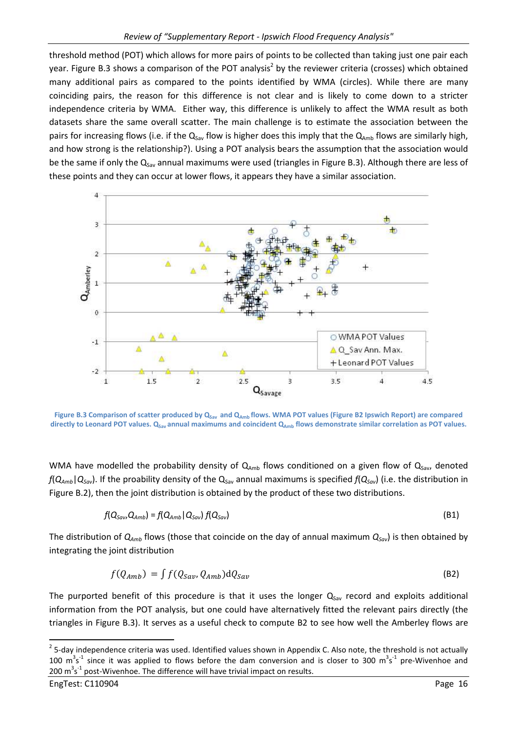threshold method (POT) which allows for more pairs of points to be collected than taking just one pair each year. Figure B.3 shows a comparison of the POT analysis[2] by the reviewer criteria (crosses) which obtained many additional pairs as compared to the points identified by WMA (circles). While there are many coinciding pairs, the reason for this difference is not clear and is likely to come down to a stricter independence criteria by WMA. Either way, this difference is unlikely to affect the WMA result as both datasets share the same overall scatter. The main challenge is to estimate the association between the pairs for increasing flows (i.e. if the $Q_{Sav}$ flow is higher does this imply that the $Q_{Amb}$ flows are similarly high, and how strong is the relationship?). Using a POT analysis bears the assumption that the association would be the same if only the $Q_{Sav}$ annual maximums were used (triangles in Figure B.3). Although there are less of these points and they can occur at lower flows, it appears they have a similar association.

**Figure B.3 Comparison of scatter produced by $Q_{Sav}$ and $Q_{Amb}$ flows. WMA POT values (Figure B2 Ipswich Report) are compared directly to Leonard POT values. $Q_{Sav}$ annual maximums and coincident $Q_{Amb}$ flows demonstrate similar correlation as POT values.**

WMA have modelled the probability density of $Q_{Amb}$ flows conditioned on a given flow of $Q_{Sav}$, denoted $f(Q_{Amb}|Q_{Sav})$. If the proability density of the $Q_{Sav}$ annual maximums is specified $f(Q_{Sav})$ (i.e. the distribution in Figure B.2), then the joint distribution is obtained by the product of these two distributions.

$$f(Q_{Sav},Q_{Amb}) = f(Q_{Amb}|Q_{Sav})\, f(Q_{Sav}) \tag{B1}$$

The distribution of $Q_{Amb}$ flows (those that coincide on the day of annual maximum $Q_{Sav}$) is then obtained by integrating the joint distribution

$$f(Q_{Amb}) = \int f(Q_{Sav}, Q_{Amb})\mathrm{d}Q_{Sav} \tag{B2}$$

The purported benefit of this procedure is that it uses the longer $Q_{Sav}$ record and exploits additional information from the POT analysis, but one could have alternatively fitted the relevant pairs directly (the triangles in Figure B.3). It serves as a useful check to compute B2 to see how well the Amberley flows are

[2] 5-day independence criteria was used. Identified values shown in Appendix C. Also note, the threshold is not actually 100 $m^3s^{-1}$ since it was applied to flows before the dam conversion and is closer to 300 $m^3s^{-1}$ pre-Wivenhoe and 200 $m^3s^{-1}$ post-Wivenhoe. The difference will have trivial impact on results.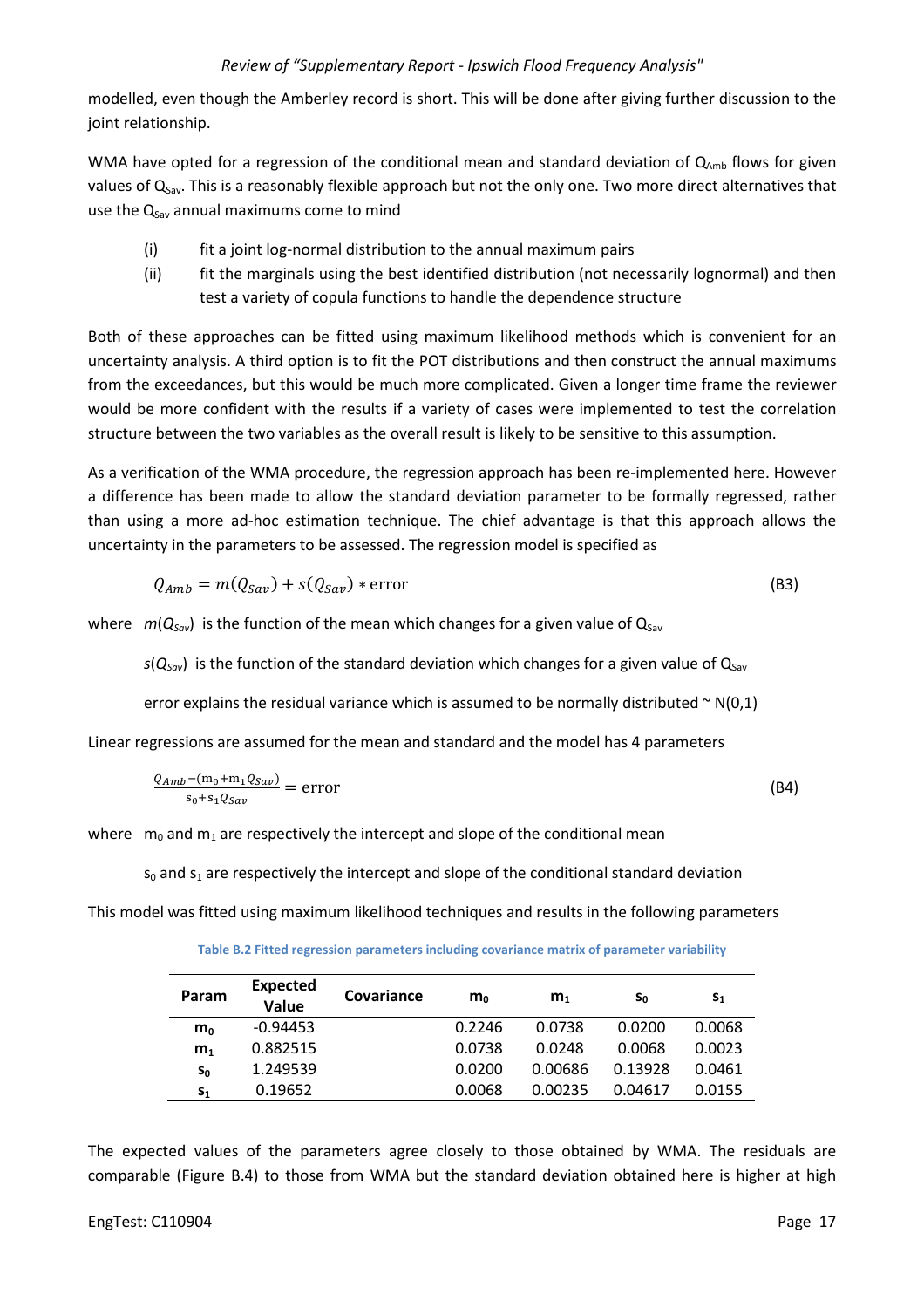modelled, even though the Amberley record is short. This will be done after giving further discussion to the joint relationship.

WMA have opted for a regression of the conditional mean and standard deviation of $Q_{Amb}$ flows for given values of $Q_{Sav}$. This is a reasonably flexible approach but not the only one. Two more direct alternatives that use the $Q_{Sav}$ annual maximums come to mind

(i) fit a joint log-normal distribution to the annual maximum pairs

(ii) fit the marginals using the best identified distribution (not necessarily lognormal) and then test a variety of copula functions to handle the dependence structure

Both of these approaches can be fitted using maximum likelihood methods which is convenient for an uncertainty analysis. A third option is to fit the POT distributions and then construct the annual maximums from the exceedances, but this would be much more complicated. Given a longer time frame the reviewer would be more confident with the results if a variety of cases were implemented to test the correlation structure between the two variables as the overall result is likely to be sensitive to this assumption.

As a verification of the WMA procedure, the regression approach has been re-implemented here. However a difference has been made to allow the standard deviation parameter to be formally regressed, rather than using a more ad-hoc estimation technique. The chief advantage is that this approach allows the uncertainty in the parameters to be assessed. The regression model is specified as

$$Q_{Amb} = m(Q_{Sav}) + s(Q_{Sav}) * \text{error} \tag{B3}$$

where $m(Q_{Sav})$ is the function of the mean which changes for a given value of $Q_{Sav}$

$s(Q_{Sav})$ is the function of the standard deviation which changes for a given value of $Q_{Sav}$

error explains the residual variance which is assumed to be normally distributed ~ N(0,1)

Linear regressions are assumed for the mean and standard and the model has 4 parameters

$$\frac{Q_{Amb} - (\text{m}_0 + \text{m}_1 Q_{Sav})}{\text{s}_0 + \text{s}_1 Q_{Sav}} = \text{error} \tag{B4}$$

where $m_0$ and $m_1$ are respectively the intercept and slope of the conditional mean

$s_0$ and $s_1$ are respectively the intercept and slope of the conditional standard deviation

This model was fitted using maximum likelihood techniques and results in the following parameters

**Table B.2 Fitted regression parameters including covariance matrix of parameter variability**

| Param | Expected Value | Covariance | $m_0$ | $m_1$ | $s_0$ | $s_1$ |
|---|---|---|---|---|---|---|
| $m_0$ | -0.94453 | | 0.2246 | 0.0738 | 0.0200 | 0.0068 |
| $m_1$ | 0.882515 | | 0.0738 | 0.0248 | 0.0068 | 0.0023 |
| $s_0$ | 1.249539 | | 0.0200 | 0.00686 | 0.13928 | 0.0461 |
| $s_1$ | 0.19652 | | 0.0068 | 0.00235 | 0.04617 | 0.0155 |

The expected values of the parameters agree closely to those obtained by WMA. The residuals are comparable (Figure B.4) to those from WMA but the standard deviation obtained here is higher at high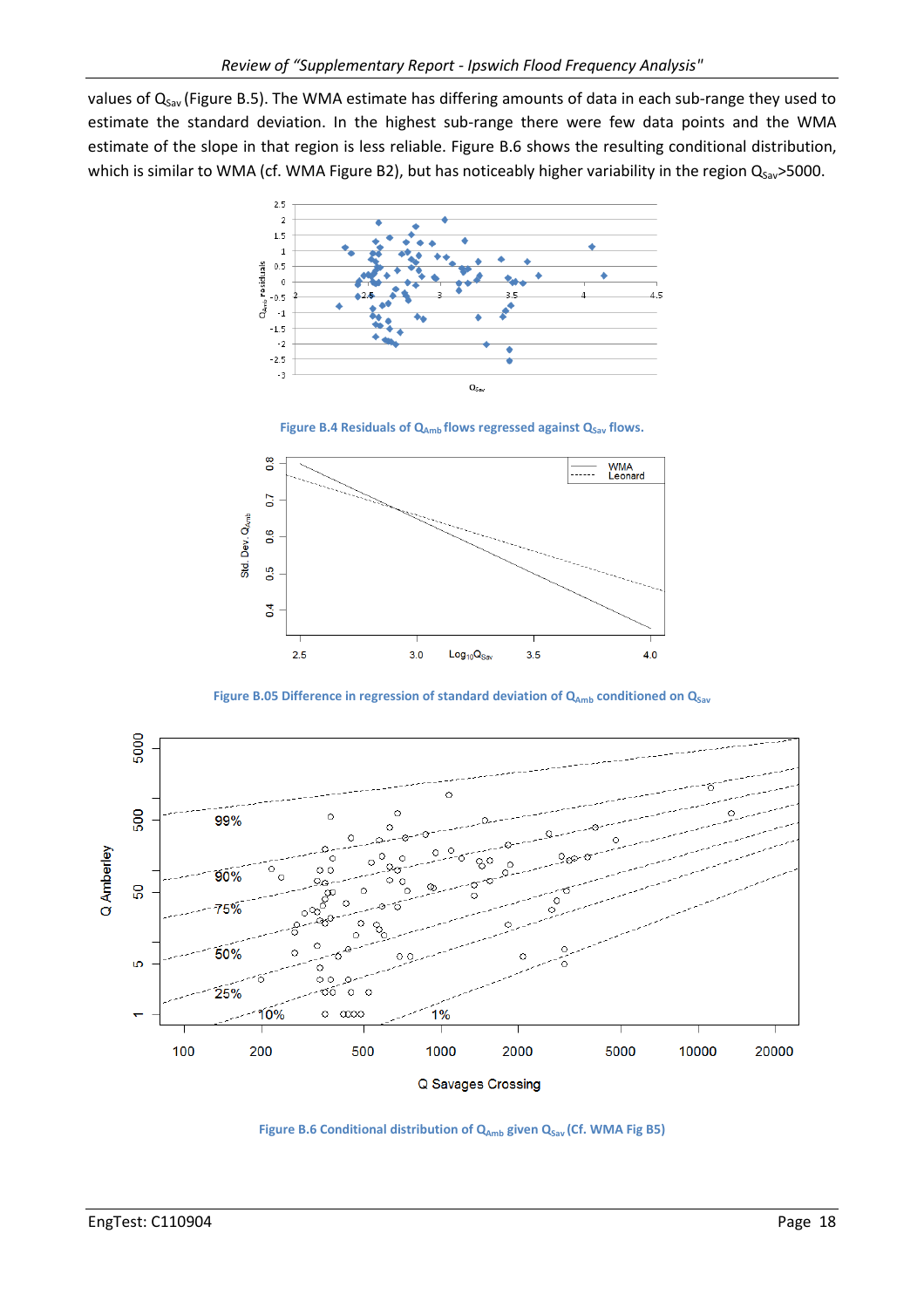values of $Q_{Sav}$ (Figure B.5). The WMA estimate has differing amounts of data in each sub-range they used to estimate the standard deviation. In the highest sub-range there were few data points and the WMA estimate of the slope in that region is less reliable. Figure B.6 shows the resulting conditional distribution, which is similar to WMA (cf. WMA Figure B2), but has noticeably higher variability in the region $Q_{Sav}$>5000.

**Figure B.4 Residuals of $Q_{Amb}$ flows regressed against $Q_{Sav}$ flows.**

**Figure B.05 Difference in regression of standard deviation of $Q_{Amb}$ conditioned on $Q_{Sav}$**

**Figure B.6 Conditional distribution of $Q_{Amb}$ given $Q_{Sav}$ (Cf. WMA Fig B5)**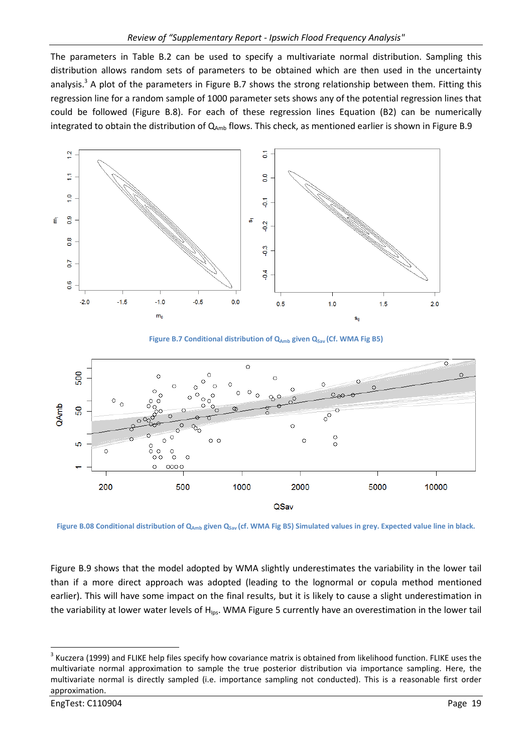The parameters in Table B.2 can be used to specify a multivariate normal distribution. Sampling this distribution allows random sets of parameters to be obtained which are then used in the uncertainty analysis.[3] A plot of the parameters in Figure B.7 shows the strong relationship between them. Fitting this regression line for a random sample of 1000 parameter sets shows any of the potential regression lines that could be followed (Figure B.8). For each of these regression lines Equation (B2) can be numerically integrated to obtain the distribution of $Q_{Amb}$ flows. This check, as mentioned earlier is shown in Figure B.9

**Figure B.7 Conditional distribution of $Q_{Amb}$ given $Q_{Sav}$ (Cf. WMA Fig B5)**

**Figure B.08 Conditional distribution of $Q_{Amb}$ given $Q_{Sav}$ (cf. WMA Fig B5) Simulated values in grey. Expected value line in black.**

Figure B.9 shows that the model adopted by WMA slightly underestimates the variability in the lower tail than if a more direct approach was adopted (leading to the lognormal or copula method mentioned earlier). This will have some impact on the final results, but it is likely to cause a slight underestimation in the variability at lower water levels of $H_{Ips}$. WMA Figure 5 currently have an overestimation in the lower tail

[3] Kuczera (1999) and FLIKE help files specify how covariance matrix is obtained from likelihood function. FLIKE uses the multivariate normal approximation to sample the true posterior distribution via importance sampling. Here, the multivariate normal is directly sampled (i.e. importance sampling not conducted). This is a reasonable first order approximation.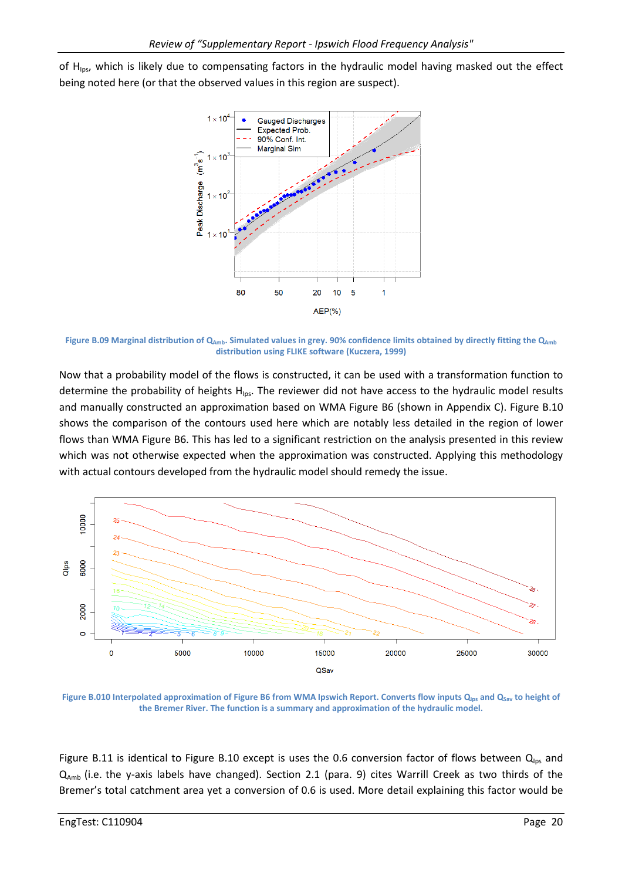of $H_{Ips}$, which is likely due to compensating factors in the hydraulic model having masked out the effect being noted here (or that the observed values in this region are suspect).

Figure B.09 Marginal distribution of $Q_{Amb}$. Simulated values in grey. 90% confidence limits obtained by directly fitting the $Q_{Amb}$ distribution using FLIKE software (Kuczera, 1999)

Now that a probability model of the flows is constructed, it can be used with a transformation function to determine the probability of heights $H_{Ips}$. The reviewer did not have access to the hydraulic model results and manually constructed an approximation based on WMA Figure B6 (shown in Appendix C). Figure B.10 shows the comparison of the contours used here which are notably less detailed in the region of lower flows than WMA Figure B6. This has led to a significant restriction on the analysis presented in this review which was not otherwise expected when the approximation was constructed. Applying this methodology with actual contours developed from the hydraulic model should remedy the issue.

Figure B.010 Interpolated approximation of Figure B6 from WMA Ipswich Report. Converts flow inputs $Q_{Ips}$ and $Q_{Sav}$ to height of the Bremer River. The function is a summary and approximation of the hydraulic model.

Figure B.11 is identical to Figure B.10 except is uses the 0.6 conversion factor of flows between $Q_{Ips}$ and $Q_{Amb}$ (i.e. the y-axis labels have changed). Section 2.1 (para. 9) cites Warrill Creek as two thirds of the Bremer's total catchment area yet a conversion of 0.6 is used. More detail explaining this factor would be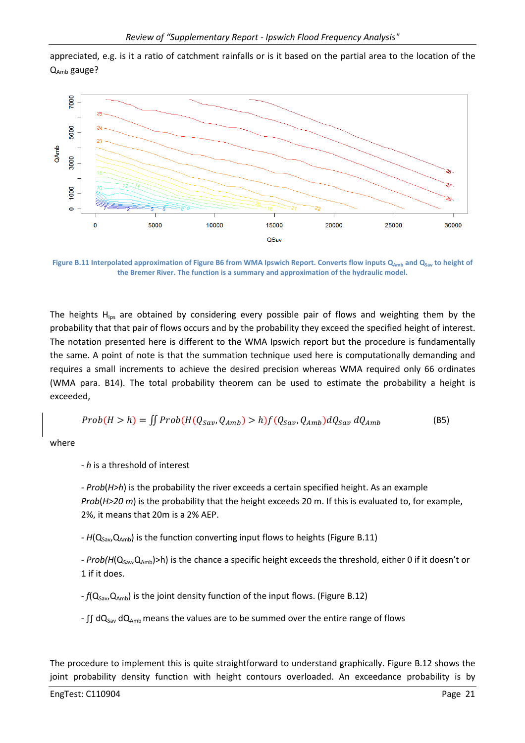appreciated, e.g. is it a ratio of catchment rainfalls or is it based on the partial area to the location of the $Q_{Amb}$ gauge?

**Figure B.11 Interpolated approximation of Figure B6 from WMA Ipswich Report. Converts flow inputs $Q_{Amb}$ and $Q_{Sav}$ to height of the Bremer River. The function is a summary and approximation of the hydraulic model.**

The heights $H_{Ips}$ are obtained by considering every possible pair of flows and weighting them by the probability that that pair of flows occurs and by the probability they exceed the specified height of interest. The notation presented here is different to the WMA Ipswich report but the procedure is fundamentally the same. A point of note is that the summation technique used here is computationally demanding and requires a small increments to achieve the desired precision whereas WMA required only 66 ordinates (WMA para. B14). The total probability theorem can be used to estimate the probability a height is exceeded,

$$Prob(H > h) = \iint Prob(H(Q_{Sav}, Q_{Amb}) > h) f(Q_{Sav}, Q_{Amb}) dQ_{Sav}\, dQ_{Amb} \qquad \text{(B5)}$$

where

- *h* is a threshold of interest

- *Prob*(*H>h*) is the probability the river exceeds a certain specified height. As an example *Prob*(*H>20 m*) is the probability that the height exceeds 20 m. If this is evaluated to, for example, 2%, it means that 20m is a 2% AEP.

- $H(Q_{Sav}, Q_{Amb})$ is the function converting input flows to heights (Figure B.11)

- $Prob(H(Q_{Sav}, Q_{Amb}) > h)$ is the chance a specific height exceeds the threshold, either 0 if it doesn't or 1 if it does.

- $f(Q_{Sav}, Q_{Amb})$ is the joint density function of the input flows. (Figure B.12)

- $\iint dQ_{Sav}\, dQ_{Amb}$ means the values are to be summed over the entire range of flows

The procedure to implement this is quite straightforward to understand graphically. Figure B.12 shows the joint probability density function with height contours overloaded. An exceedance probability is by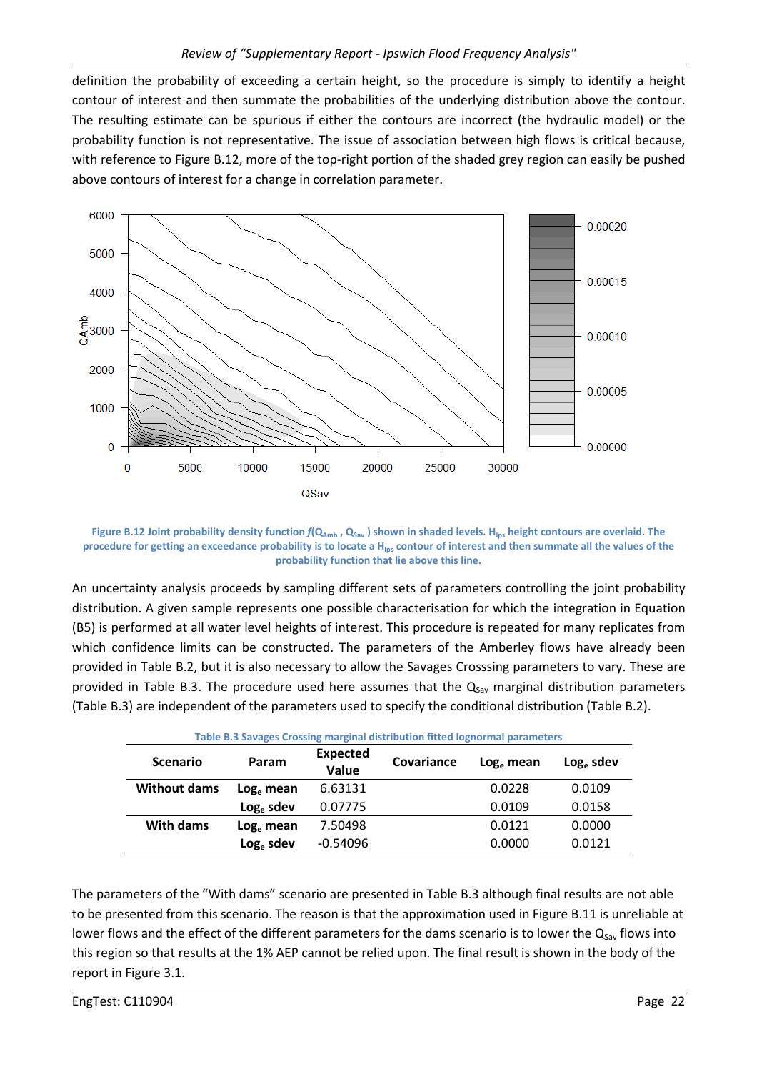definition the probability of exceeding a certain height, so the procedure is simply to identify a height contour of interest and then summate the probabilities of the underlying distribution above the contour. The resulting estimate can be spurious if either the contours are incorrect (the hydraulic model) or the probability function is not representative. The issue of association between high flows is critical because, with reference to Figure B.12, more of the top-right portion of the shaded grey region can easily be pushed above contours of interest for a change in correlation parameter.

**Figure B.12 Joint probability density function $f(Q_{Amb}, Q_{Sav})$ shown in shaded levels. $H_{Ips}$ height contours are overlaid. The procedure for getting an exceedance probability is to locate a $H_{Ips}$ contour of interest and then summate all the values of the probability function that lie above this line.**

An uncertainty analysis proceeds by sampling different sets of parameters controlling the joint probability distribution. A given sample represents one possible characterisation for which the integration in Equation (B5) is performed at all water level heights of interest. This procedure is repeated for many replicates from which confidence limits can be constructed. The parameters of the Amberley flows have already been provided in Table B.2, but it is also necessary to allow the Savages Crosssing parameters to vary. These are provided in Table B.3. The procedure used here assumes that the $Q_{Sav}$ marginal distribution parameters (Table B.3) are independent of the parameters used to specify the conditional distribution (Table B.2).

**Table B.3 Savages Crossing marginal distribution fitted lognormal parameters**

| Scenario | Param | Expected Value | Covariance | | 
|---|---|---|---|---|
| | | | $Log_e$ mean | $Log_e$ sdev |
| Without dams | $Log_e$ mean | 6.63131 | 0.0228 | 0.0109 |
| | $Log_e$ sdev | 0.07775 | 0.0109 | 0.0158 |
| With dams | $Log_e$ mean | 7.50498 | 0.0121 | 0.0000 |
| | $Log_e$ sdev | -0.54096 | 0.0000 | 0.0121 |

The parameters of the "With dams" scenario are presented in Table B.3 although final results are not able to be presented from this scenario. The reason is that the approximation used in Figure B.11 is unreliable at lower flows and the effect of the different parameters for the dams scenario is to lower the $Q_{Sav}$ flows into this region so that results at the 1% AEP cannot be relied upon. The final result is shown in the body of the report in Figure 3.1.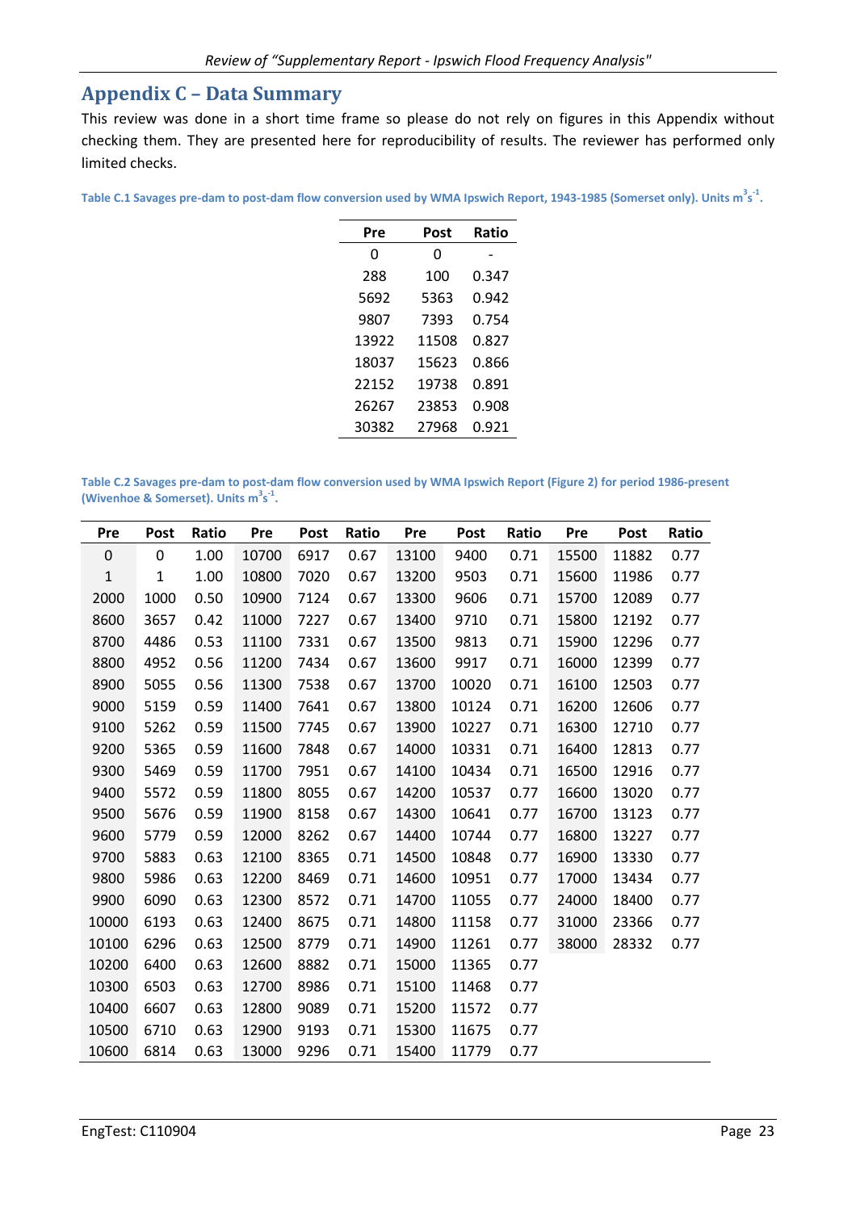## Appendix C – Data Summary

This review was done in a short time frame so please do not rely on figures in this Appendix without checking them. They are presented here for reproducibility of results. The reviewer has performed only limited checks.

**Table C.1 Savages pre-dam to post-dam flow conversion used by WMA Ipswich Report, 1943-1985 (Somerset only). Units $m^3s^{-1}$.**

| Pre | Post | Ratio |
|---|---|---|
| 0 | 0 | - |
| 288 | 100 | 0.347 |
| 5692 | 5363 | 0.942 |
| 9807 | 7393 | 0.754 |
| 13922 | 11508 | 0.827 |
| 18037 | 15623 | 0.866 |
| 22152 | 19738 | 0.891 |
| 26267 | 23853 | 0.908 |
| 30382 | 27968 | 0.921 |

**Table C.2 Savages pre-dam to post-dam flow conversion used by WMA Ipswich Report (Figure 2) for period 1986-present (Wivenhoe & Somerset). Units $m^3s^{-1}$.**

| Pre | Post | Ratio | Pre | Post | Ratio | Pre | Post | Ratio | Pre | Post | Ratio |
|---|---|---|---|---|---|---|---|---|---|---|---|
| 0 | 0 | 1.00 | 10700 | 6917 | 0.67 | 13100 | 9400 | 0.71 | 15500 | 11882 | 0.77 |
| 1 | 1 | 1.00 | 10800 | 7020 | 0.67 | 13200 | 9503 | 0.71 | 15600 | 11986 | 0.77 |
| 2000 | 1000 | 0.50 | 10900 | 7124 | 0.67 | 13300 | 9606 | 0.71 | 15700 | 12089 | 0.77 |
| 8600 | 3657 | 0.42 | 11000 | 7227 | 0.67 | 13400 | 9710 | 0.71 | 15800 | 12192 | 0.77 |
| 8700 | 4486 | 0.53 | 11100 | 7331 | 0.67 | 13500 | 9813 | 0.71 | 15900 | 12296 | 0.77 |
| 8800 | 4952 | 0.56 | 11200 | 7434 | 0.67 | 13600 | 9917 | 0.71 | 16000 | 12399 | 0.77 |
| 8900 | 5055 | 0.56 | 11300 | 7538 | 0.67 | 13700 | 10020 | 0.71 | 16100 | 12503 | 0.77 |
| 9000 | 5159 | 0.59 | 11400 | 7641 | 0.67 | 13800 | 10124 | 0.71 | 16200 | 12606 | 0.77 |
| 9100 | 5262 | 0.59 | 11500 | 7745 | 0.67 | 13900 | 10227 | 0.71 | 16300 | 12710 | 0.77 |
| 9200 | 5365 | 0.59 | 11600 | 7848 | 0.67 | 14000 | 10331 | 0.71 | 16400 | 12813 | 0.77 |
| 9300 | 5469 | 0.59 | 11700 | 7951 | 0.67 | 14100 | 10434 | 0.71 | 16500 | 12916 | 0.77 |
| 9400 | 5572 | 0.59 | 11800 | 8055 | 0.67 | 14200 | 10537 | 0.77 | 16600 | 13020 | 0.77 |
| 9500 | 5676 | 0.59 | 11900 | 8158 | 0.67 | 14300 | 10641 | 0.77 | 16700 | 13123 | 0.77 |
| 9600 | 5779 | 0.59 | 12000 | 8262 | 0.67 | 14400 | 10744 | 0.77 | 16800 | 13227 | 0.77 |
| 9700 | 5883 | 0.63 | 12100 | 8365 | 0.71 | 14500 | 10848 | 0.77 | 16900 | 13330 | 0.77 |
| 9800 | 5986 | 0.63 | 12200 | 8469 | 0.71 | 14600 | 10951 | 0.77 | 17000 | 13434 | 0.77 |
| 9900 | 6090 | 0.63 | 12300 | 8572 | 0.71 | 14700 | 11055 | 0.77 | 24000 | 18400 | 0.77 |
| 10000 | 6193 | 0.63 | 12400 | 8675 | 0.71 | 14800 | 11158 | 0.77 | 31000 | 23366 | 0.77 |
| 10100 | 6296 | 0.63 | 12500 | 8779 | 0.71 | 14900 | 11261 | 0.77 | 38000 | 28332 | 0.77 |
| 10200 | 6400 | 0.63 | 12600 | 8882 | 0.71 | 15000 | 11365 | 0.77 | | | |
| 10300 | 6503 | 0.63 | 12700 | 8986 | 0.71 | 15100 | 11468 | 0.77 | | | |
| 10400 | 6607 | 0.63 | 12800 | 9089 | 0.71 | 15200 | 11572 | 0.77 | | | |
| 10500 | 6710 | 0.63 | 12900 | 9193 | 0.71 | 15300 | 11675 | 0.77 | | | |
| 10600 | 6814 | 0.63 | 13000 | 9296 | 0.71 | 15400 | 11779 | 0.77 | | | |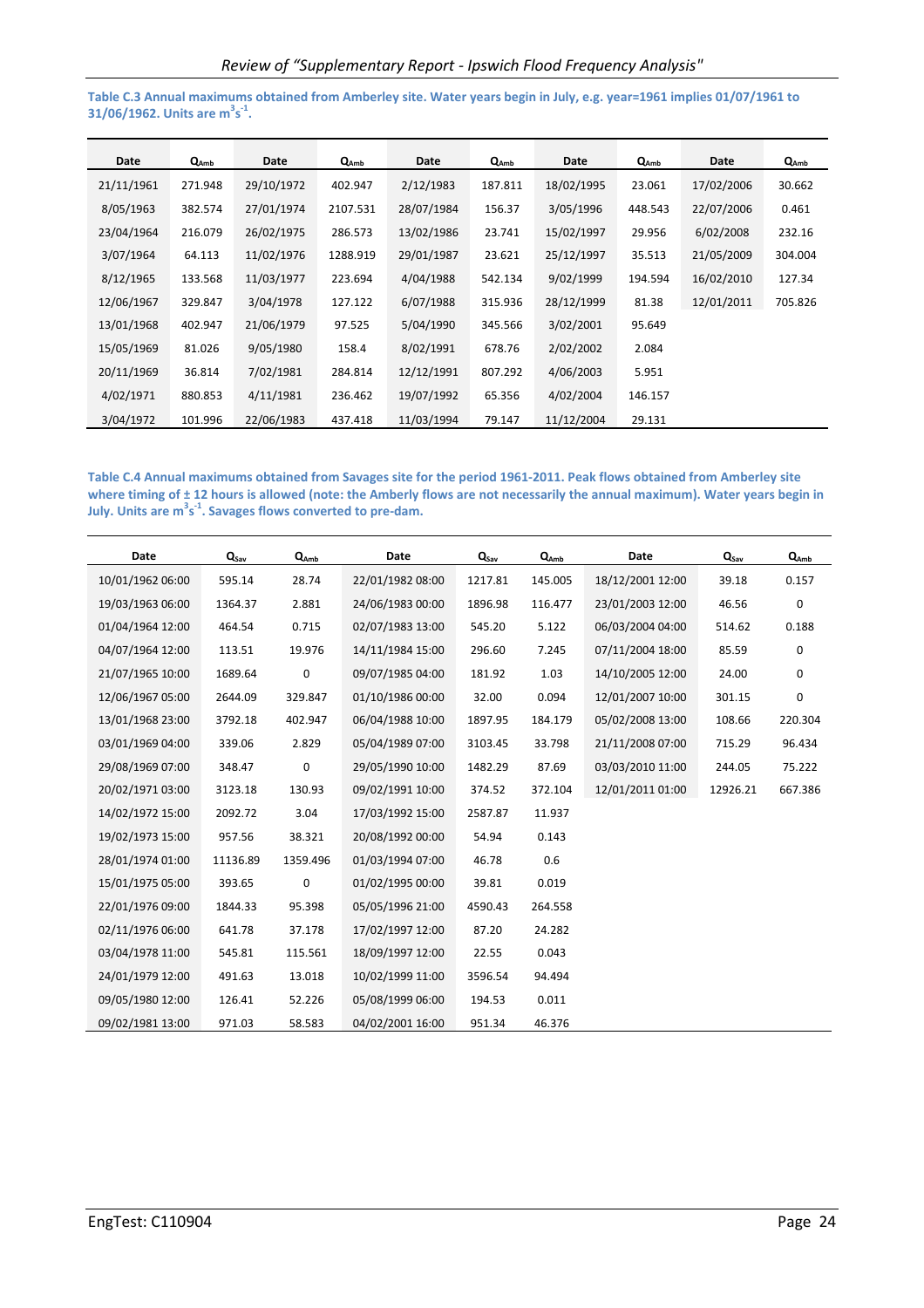**Table C.3 Annual maximums obtained from Amberley site. Water years begin in July, e.g. year=1961 implies 01/07/1961 to 31/06/1962. Units are $m^3s^{-1}$.**

| Date | $Q_{Amb}$ | Date | $Q_{Amb}$ | Date | $Q_{Amb}$ | Date | $Q_{Amb}$ | Date | $Q_{Amb}$ |
|---|---|---|---|---|---|---|---|---|---|
| 21/11/1961 | 271.948 | 29/10/1972 | 402.947 | 2/12/1983 | 187.811 | 18/02/1995 | 23.061 | 17/02/2006 | 30.662 |
| 8/05/1963 | 382.574 | 27/01/1974 | 2107.531 | 28/07/1984 | 156.37 | 3/05/1996 | 448.543 | 22/07/2006 | 0.461 |
| 23/04/1964 | 216.079 | 26/02/1975 | 286.573 | 13/02/1986 | 23.741 | 15/02/1997 | 29.956 | 6/02/2008 | 232.16 |
| 3/07/1964 | 64.113 | 11/02/1976 | 1288.919 | 29/01/1987 | 23.621 | 25/12/1997 | 35.513 | 21/05/2009 | 304.004 |
| 8/12/1965 | 133.568 | 11/03/1977 | 223.694 | 4/04/1988 | 542.134 | 9/02/1999 | 194.594 | 16/02/2010 | 127.34 |
| 12/06/1967 | 329.847 | 3/04/1978 | 127.122 | 6/07/1988 | 315.936 | 28/12/1999 | 81.38 | 12/01/2011 | 705.826 |
| 13/01/1968 | 402.947 | 21/06/1979 | 97.525 | 5/04/1990 | 345.566 | 3/02/2001 | 95.649 | | |
| 15/05/1969 | 81.026 | 9/05/1980 | 158.4 | 8/02/1991 | 678.76 | 2/02/2002 | 2.084 | | |
| 20/11/1969 | 36.814 | 7/02/1981 | 284.814 | 12/12/1991 | 807.292 | 4/06/2003 | 5.951 | | |
| 4/02/1971 | 880.853 | 4/11/1981 | 236.462 | 19/07/1992 | 65.356 | 4/02/2004 | 146.157 | | |
| 3/04/1972 | 101.996 | 22/06/1983 | 437.418 | 11/03/1994 | 79.147 | 11/12/2004 | 29.131 | | |

**Table C.4 Annual maximums obtained from Savages site for the period 1961-2011. Peak flows obtained from Amberley site where timing of ± 12 hours is allowed (note: the Amberly flows are not necessarily the annual maximum). Water years begin in July. Units are $m^3s^{-1}$. Savages flows converted to pre-dam.**

| Date | $Q_{Sav}$ | $Q_{Amb}$ | Date | $Q_{Sav}$ | $Q_{Amb}$ | Date | $Q_{Sav}$ | $Q_{Amb}$ |
|---|---|---|---|---|---|---|---|---|
| 10/01/1962 06:00 | 595.14 | 28.74 | 22/01/1982 08:00 | 1217.81 | 145.005 | 18/12/2001 12:00 | 39.18 | 0.157 |
| 19/03/1963 06:00 | 1364.37 | 2.881 | 24/06/1983 00:00 | 1896.98 | 116.477 | 23/01/2003 12:00 | 46.56 | 0 |
| 01/04/1964 12:00 | 464.54 | 0.715 | 02/07/1983 13:00 | 545.20 | 5.122 | 06/03/2004 04:00 | 514.62 | 0.188 |
| 04/07/1964 12:00 | 113.51 | 19.976 | 14/11/1984 15:00 | 296.60 | 7.245 | 07/11/2004 18:00 | 85.59 | 0 |
| 21/07/1965 10:00 | 1689.64 | 0 | 09/07/1985 04:00 | 181.92 | 1.03 | 14/10/2005 12:00 | 24.00 | 0 |
| 12/06/1967 05:00 | 2644.09 | 329.847 | 01/10/1986 00:00 | 32.00 | 0.094 | 12/01/2007 10:00 | 301.15 | 0 |
| 13/01/1968 23:00 | 3792.18 | 402.947 | 06/04/1988 10:00 | 1897.95 | 184.179 | 05/02/2008 13:00 | 108.66 | 220.304 |
| 03/01/1969 04:00 | 339.06 | 2.829 | 05/04/1989 07:00 | 3103.45 | 33.798 | 21/11/2008 07:00 | 715.29 | 96.434 |
| 29/08/1969 07:00 | 348.47 | 0 | 29/05/1990 10:00 | 1482.29 | 87.69 | 03/03/2010 11:00 | 244.05 | 75.222 |
| 20/02/1971 03:00 | 3123.18 | 130.93 | 09/02/1991 10:00 | 374.52 | 372.104 | 12/01/2011 01:00 | 12926.21 | 667.386 |
| 14/02/1972 15:00 | 2092.72 | 3.04 | 17/03/1992 15:00 | 2587.87 | 11.937 | | | |
| 19/02/1973 15:00 | 957.56 | 38.321 | 20/08/1992 00:00 | 54.94 | 0.143 | | | |
| 28/01/1974 01:00 | 11136.89 | 1359.496 | 01/03/1994 07:00 | 46.78 | 0.6 | | | |
| 15/01/1975 05:00 | 393.65 | 0 | 01/02/1995 00:00 | 39.81 | 0.019 | | | |
| 22/01/1976 09:00 | 1844.33 | 95.398 | 05/05/1996 21:00 | 4590.43 | 264.558 | | | |
| 02/11/1976 06:00 | 641.78 | 37.178 | 17/02/1997 12:00 | 87.20 | 24.282 | | | |
| 03/04/1978 11:00 | 545.81 | 115.561 | 18/09/1997 12:00 | 22.55 | 0.043 | | | |
| 24/01/1979 12:00 | 491.63 | 13.018 | 10/02/1999 11:00 | 3596.54 | 94.494 | | | |
| 09/05/1980 12:00 | 126.41 | 52.226 | 05/08/1999 06:00 | 194.53 | 0.011 | | | |
| 09/02/1981 13:00 | 971.03 | 58.583 | 04/02/2001 16:00 | 951.34 | 46.376 | | | |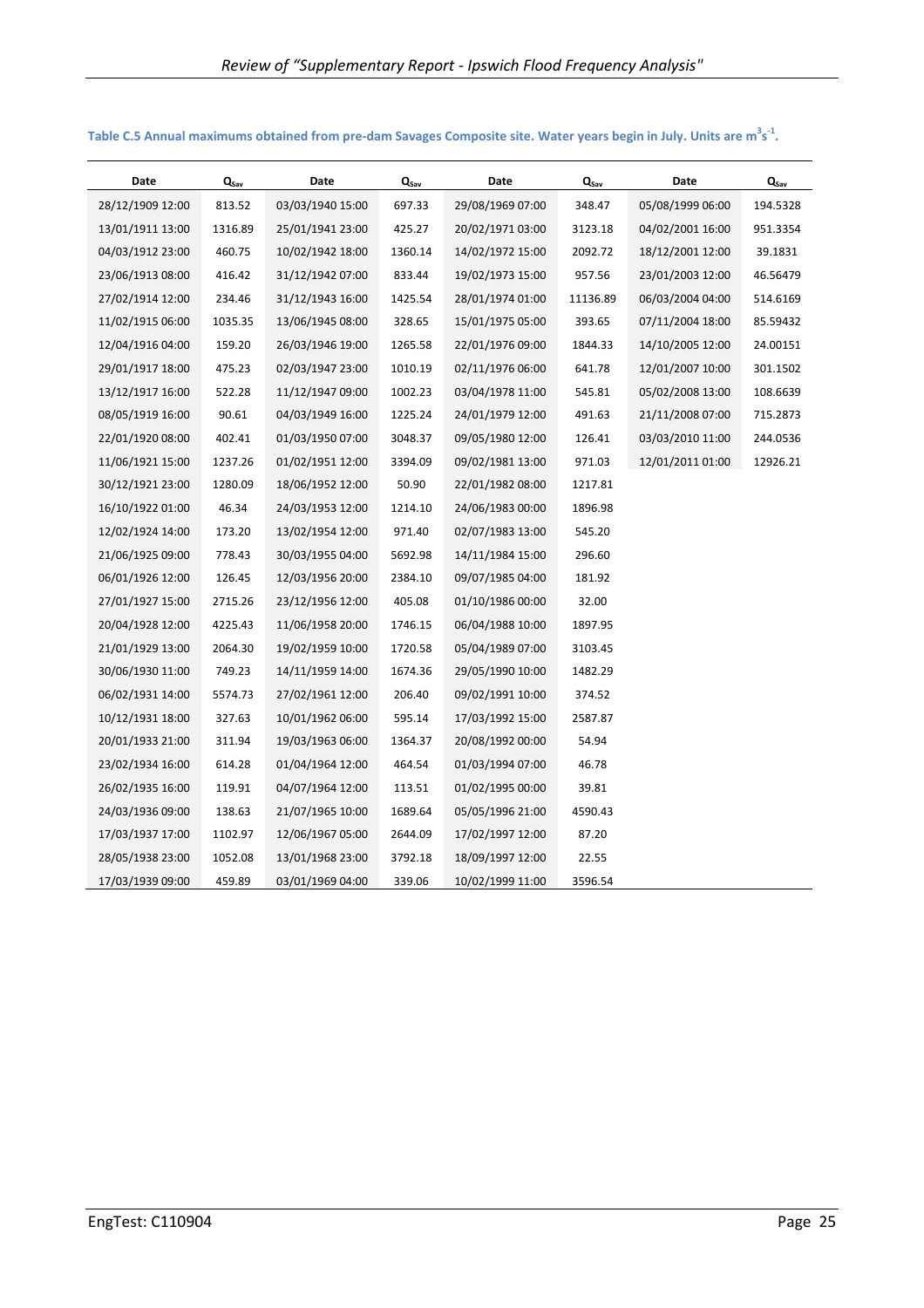**Table C.5 Annual maximums obtained from pre-dam Savages Composite site. Water years begin in July. Units are $m^3s^{-1}$.**

| Date | $Q_{Sav}$ | Date | $Q_{Sav}$ | Date | $Q_{Sav}$ | Date | $Q_{Sav}$ |
|---|---|---|---|---|---|---|---|
| 28/12/1909 12:00 | 813.52 | 03/03/1940 15:00 | 697.33 | 29/08/1969 07:00 | 348.47 | 05/08/1999 06:00 | 194.5328 |
| 13/01/1911 13:00 | 1316.89 | 25/01/1941 23:00 | 425.27 | 20/02/1971 03:00 | 3123.18 | 04/02/2001 16:00 | 951.3354 |
| 04/03/1912 23:00 | 460.75 | 10/02/1942 18:00 | 1360.14 | 14/02/1972 15:00 | 2092.72 | 18/12/2001 12:00 | 39.1831 |
| 23/06/1913 08:00 | 416.42 | 31/12/1942 07:00 | 833.44 | 19/02/1973 15:00 | 957.56 | 23/01/2003 12:00 | 46.56479 |
| 27/02/1914 12:00 | 234.46 | 31/12/1943 16:00 | 1425.54 | 28/01/1974 01:00 | 11136.89 | 06/03/2004 04:00 | 514.6169 |
| 11/02/1915 06:00 | 1035.35 | 13/06/1945 08:00 | 328.65 | 15/01/1975 05:00 | 393.65 | 07/11/2004 18:00 | 85.59432 |
| 12/04/1916 04:00 | 159.20 | 26/03/1946 19:00 | 1265.58 | 22/01/1976 09:00 | 1844.33 | 14/10/2005 12:00 | 24.00151 |
| 29/01/1917 18:00 | 475.23 | 02/03/1947 23:00 | 1010.19 | 02/11/1976 06:00 | 641.78 | 12/01/2007 10:00 | 301.1502 |
| 13/12/1917 16:00 | 522.28 | 11/12/1947 09:00 | 1002.23 | 03/04/1978 11:00 | 545.81 | 05/02/2008 13:00 | 108.6639 |
| 08/05/1919 16:00 | 90.61 | 04/03/1949 16:00 | 1225.24 | 24/01/1979 12:00 | 491.63 | 21/11/2008 07:00 | 715.2873 |
| 22/01/1920 08:00 | 402.41 | 01/03/1950 07:00 | 3048.37 | 09/05/1980 12:00 | 126.41 | 03/03/2010 11:00 | 244.0536 |
| 11/06/1921 15:00 | 1237.26 | 01/02/1951 12:00 | 3394.09 | 09/02/1981 13:00 | 971.03 | 12/01/2011 01:00 | 12926.21 |
| 30/12/1921 23:00 | 1280.09 | 18/06/1952 12:00 | 50.90 | 22/01/1982 08:00 | 1217.81 | | |
| 16/10/1922 01:00 | 46.34 | 24/03/1953 12:00 | 1214.10 | 24/06/1983 00:00 | 1896.98 | | |
| 12/02/1924 14:00 | 173.20 | 13/02/1954 12:00 | 971.40 | 02/07/1983 13:00 | 545.20 | | |
| 21/06/1925 09:00 | 778.43 | 30/03/1955 04:00 | 5692.98 | 14/11/1984 15:00 | 296.60 | | |
| 06/01/1926 12:00 | 126.45 | 12/03/1956 20:00 | 2384.10 | 09/07/1985 04:00 | 181.92 | | |
| 27/01/1927 15:00 | 2715.26 | 23/12/1956 12:00 | 405.08 | 01/10/1986 00:00 | 32.00 | | |
| 20/04/1928 12:00 | 4225.43 | 11/06/1958 20:00 | 1746.15 | 06/04/1988 10:00 | 1897.95 | | |
| 21/01/1929 13:00 | 2064.30 | 19/02/1959 10:00 | 1720.58 | 05/04/1989 07:00 | 3103.45 | | |
| 30/06/1930 11:00 | 749.23 | 14/11/1959 14:00 | 1674.36 | 29/05/1990 10:00 | 1482.29 | | |
| 06/02/1931 14:00 | 5574.73 | 27/02/1961 12:00 | 206.40 | 09/02/1991 10:00 | 374.52 | | |
| 10/12/1931 18:00 | 327.63 | 10/01/1962 06:00 | 595.14 | 17/03/1992 15:00 | 2587.87 | | |
| 20/01/1933 21:00 | 311.94 | 19/03/1963 06:00 | 1364.37 | 20/08/1992 00:00 | 54.94 | | |
| 23/02/1934 16:00 | 614.28 | 01/04/1964 12:00 | 464.54 | 01/03/1994 07:00 | 46.78 | | |
| 26/02/1935 16:00 | 119.91 | 04/07/1964 12:00 | 113.51 | 01/02/1995 00:00 | 39.81 | | |
| 24/03/1936 09:00 | 138.63 | 21/07/1965 10:00 | 1689.64 | 05/05/1996 21:00 | 4590.43 | | |
| 17/03/1937 17:00 | 1102.97 | 12/06/1967 05:00 | 2644.09 | 17/02/1997 12:00 | 87.20 | | |
| 28/05/1938 23:00 | 1052.08 | 13/01/1968 23:00 | 3792.18 | 18/09/1997 12:00 | 22.55 | | |
| 17/03/1939 09:00 | 459.89 | 03/01/1969 04:00 | 339.06 | 10/02/1999 11:00 | 3596.54 | | |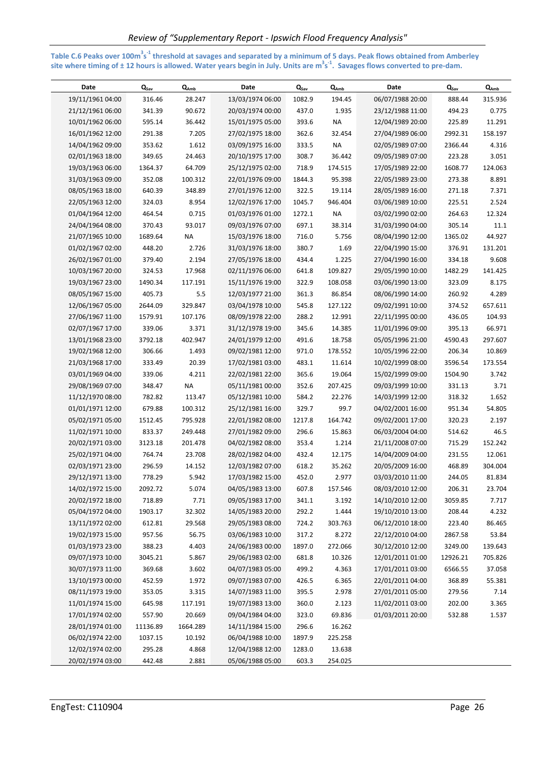**Table C.6 Peaks over 100m$^3$s$^{-1}$ threshold at savages and separated by a minimum of 5 days. Peak flows obtained from Amberley site where timing of ± 12 hours is allowed. Water years begin in July. Units are m$^3$s$^{-1}$. Savages flows converted to pre-dam.**

| Date | $Q_{Sav}$ | $Q_{Amb}$ | Date | $Q_{Sav}$ | $Q_{Amb}$ | Date | $Q_{Sav}$ | $Q_{Amb}$ |
|---|---|---|---|---|---|---|---|---|
| 19/11/1961 04:00 | 316.46 | 28.247 | 13/03/1974 06:00 | 1082.9 | 194.45 | 06/07/1988 20:00 | 888.44 | 315.936 |
| 21/12/1961 06:00 | 341.39 | 90.672 | 20/03/1974 00:00 | 437.0 | 1.935 | 23/12/1988 11:00 | 494.23 | 0.775 |
| 10/01/1962 06:00 | 595.14 | 36.442 | 15/01/1975 05:00 | 393.6 | NA | 12/04/1989 20:00 | 225.89 | 11.291 |
| 16/01/1962 12:00 | 291.38 | 7.205 | 27/02/1975 18:00 | 362.6 | 32.454 | 27/04/1989 06:00 | 2992.31 | 158.197 |
| 14/04/1962 09:00 | 353.62 | 1.612 | 03/09/1975 16:00 | 333.5 | NA | 02/05/1989 07:00 | 2366.44 | 4.316 |
| 02/01/1963 18:00 | 349.65 | 24.463 | 20/10/1975 17:00 | 308.7 | 36.442 | 09/05/1989 07:00 | 223.28 | 3.051 |
| 19/03/1963 06:00 | 1364.37 | 64.709 | 25/12/1975 02:00 | 718.9 | 174.515 | 17/05/1989 22:00 | 1608.77 | 124.063 |
| 31/03/1963 09:00 | 352.08 | 100.312 | 22/01/1976 09:00 | 1844.3 | 95.398 | 22/05/1989 23:00 | 273.38 | 8.891 |
| 08/05/1963 18:00 | 640.39 | 348.89 | 27/01/1976 12:00 | 322.5 | 19.114 | 28/05/1989 16:00 | 271.18 | 7.371 |
| 22/05/1963 12:00 | 324.03 | 8.954 | 12/02/1976 17:00 | 1045.7 | 946.404 | 03/06/1989 10:00 | 225.51 | 2.524 |
| 01/04/1964 12:00 | 464.54 | 0.715 | 01/03/1976 01:00 | 1272.1 | NA | 03/02/1990 02:00 | 264.63 | 12.324 |
| 24/04/1964 08:00 | 370.43 | 93.017 | 09/03/1976 07:00 | 697.1 | 38.314 | 31/03/1990 04:00 | 305.14 | 11.1 |
| 21/07/1965 10:00 | 1689.64 | NA | 15/03/1976 18:00 | 716.0 | 5.756 | 08/04/1990 12:00 | 1365.02 | 44.927 |
| 01/02/1967 02:00 | 448.20 | 2.726 | 31/03/1976 18:00 | 380.7 | 1.69 | 22/04/1990 15:00 | 376.91 | 131.201 |
| 26/02/1967 01:00 | 379.40 | 2.194 | 27/05/1976 18:00 | 434.4 | 1.225 | 27/04/1990 16:00 | 334.18 | 9.608 |
| 10/03/1967 20:00 | 324.53 | 17.968 | 02/11/1976 06:00 | 641.8 | 109.827 | 29/05/1990 10:00 | 1482.29 | 141.425 |
| 19/03/1967 23:00 | 1490.34 | 117.191 | 15/11/1976 19:00 | 322.9 | 108.058 | 03/06/1990 13:00 | 323.09 | 8.175 |
| 08/05/1967 15:00 | 405.73 | 5.5 | 12/03/1977 21:00 | 361.3 | 86.854 | 08/06/1990 14:00 | 260.92 | 4.289 |
| 12/06/1967 05:00 | 2644.09 | 329.847 | 03/04/1978 10:00 | 545.8 | 127.122 | 09/02/1991 10:00 | 374.52 | 657.611 |
| 27/06/1967 11:00 | 1579.91 | 107.176 | 08/09/1978 22:00 | 288.2 | 12.991 | 22/11/1995 00:00 | 436.05 | 104.93 |
| 02/07/1967 17:00 | 339.06 | 3.371 | 31/12/1978 19:00 | 345.6 | 14.385 | 11/01/1996 09:00 | 395.13 | 66.971 |
| 13/01/1968 23:00 | 3792.18 | 402.947 | 24/01/1979 12:00 | 491.6 | 18.758 | 05/05/1996 21:00 | 4590.43 | 297.607 |
| 19/02/1968 12:00 | 306.66 | 1.493 | 09/02/1981 12:00 | 971.0 | 178.552 | 10/05/1996 22:00 | 206.34 | 10.869 |
| 21/03/1968 17:00 | 333.49 | 20.39 | 17/02/1981 03:00 | 483.1 | 11.614 | 10/02/1999 08:00 | 3596.54 | 173.554 |
| 03/01/1969 04:00 | 339.06 | 4.211 | 22/02/1981 22:00 | 365.6 | 19.064 | 15/02/1999 09:00 | 1504.90 | 3.742 |
| 29/08/1969 07:00 | 348.47 | NA | 05/11/1981 00:00 | 352.6 | 207.425 | 09/03/1999 10:00 | 331.13 | 3.71 |
| 11/12/1970 08:00 | 782.82 | 113.47 | 05/12/1981 10:00 | 584.2 | 22.276 | 14/03/1999 12:00 | 318.32 | 1.652 |
| 01/01/1971 12:00 | 679.88 | 100.312 | 25/12/1981 16:00 | 329.7 | 99.7 | 04/02/2001 16:00 | 951.34 | 54.805 |
| 05/02/1971 05:00 | 1512.45 | 795.928 | 22/01/1982 08:00 | 1217.8 | 164.742 | 09/02/2001 17:00 | 320.23 | 2.197 |
| 11/02/1971 10:00 | 833.37 | 249.448 | 27/01/1982 09:00 | 296.6 | 15.863 | 06/03/2004 04:00 | 514.62 | 46.5 |
| 20/02/1971 03:00 | 3123.18 | 201.478 | 04/02/1982 08:00 | 353.4 | 1.214 | 21/11/2008 07:00 | 715.29 | 152.242 |
| 25/02/1971 04:00 | 764.74 | 23.708 | 28/02/1982 04:00 | 432.4 | 12.175 | 14/04/2009 04:00 | 231.55 | 12.061 |
| 02/03/1971 23:00 | 296.59 | 14.152 | 12/03/1982 07:00 | 618.2 | 35.262 | 20/05/2009 16:00 | 468.89 | 304.004 |
| 29/12/1971 13:00 | 778.29 | 5.942 | 17/03/1982 15:00 | 452.0 | 2.977 | 03/03/2010 11:00 | 244.05 | 81.834 |
| 14/02/1972 15:00 | 2092.72 | 5.074 | 04/05/1983 13:00 | 607.8 | 157.546 | 08/03/2010 12:00 | 206.31 | 23.704 |
| 20/02/1972 18:00 | 718.89 | 7.71 | 09/05/1983 17:00 | 341.1 | 3.192 | 14/10/2010 12:00 | 3059.85 | 7.717 |
| 05/04/1972 04:00 | 1903.17 | 32.302 | 14/05/1983 20:00 | 292.2 | 1.444 | 19/10/2010 13:00 | 208.44 | 4.232 |
| 13/11/1972 02:00 | 612.81 | 29.568 | 29/05/1983 08:00 | 724.2 | 303.763 | 06/12/2010 18:00 | 223.40 | 86.465 |
| 19/02/1973 15:00 | 957.56 | 56.75 | 03/06/1983 10:00 | 317.2 | 8.272 | 22/12/2010 04:00 | 2867.58 | 53.84 |
| 01/03/1973 23:00 | 388.23 | 4.403 | 24/06/1983 00:00 | 1897.0 | 272.066 | 30/12/2010 12:00 | 3249.00 | 139.643 |
| 09/07/1973 10:00 | 3045.21 | 5.867 | 29/06/1983 02:00 | 681.8 | 10.326 | 12/01/2011 01:00 | 12926.21 | 705.826 |
| 30/07/1973 11:00 | 369.68 | 3.602 | 04/07/1983 05:00 | 499.2 | 4.363 | 17/01/2011 03:00 | 6566.55 | 37.058 |
| 13/10/1973 00:00 | 452.59 | 1.972 | 09/07/1983 07:00 | 426.5 | 6.365 | 22/01/2011 04:00 | 368.89 | 55.381 |
| 08/11/1973 19:00 | 353.05 | 3.315 | 14/07/1983 11:00 | 395.5 | 2.978 | 27/01/2011 05:00 | 279.56 | 7.14 |
| 11/01/1974 15:00 | 645.98 | 117.191 | 19/07/1983 13:00 | 360.0 | 2.123 | 11/02/2011 03:00 | 202.00 | 3.365 |
| 17/01/1974 02:00 | 557.90 | 20.669 | 09/04/1984 04:00 | 323.0 | 69.836 | 01/03/2011 20:00 | 532.88 | 1.537 |
| 28/01/1974 01:00 | 11136.89 | 1664.289 | 14/11/1984 15:00 | 296.6 | 16.262 | | | |
| 06/02/1974 22:00 | 1037.15 | 10.192 | 06/04/1988 10:00 | 1897.9 | 225.258 | | | |
| 12/02/1974 02:00 | 295.28 | 4.868 | 12/04/1988 12:00 | 1283.0 | 13.638 | | | |
| 20/02/1974 03:00 | 442.48 | 2.881 | 05/06/1988 05:00 | 603.3 | 254.025 | | | |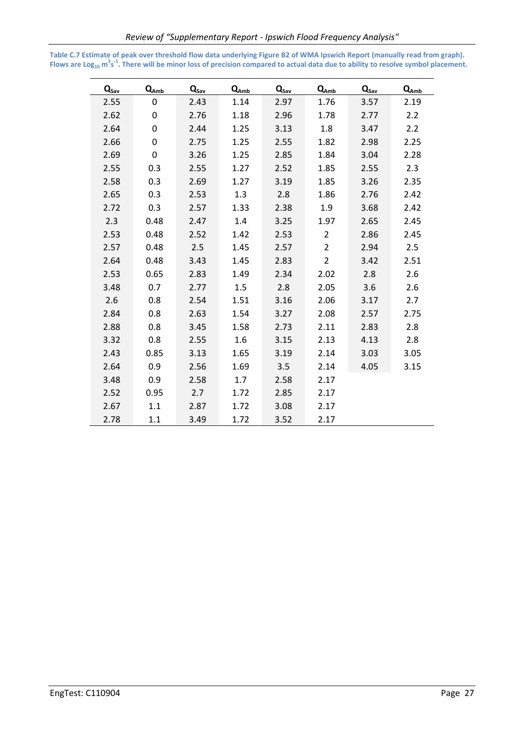**Table C.7 Estimate of peak over threshold flow data underlying Figure B2 of WMA Ipswich Report (manually read from graph). Flows are $Log_{10}$ $m^3s^{-1}$. There will be minor loss of precision compared to actual data due to ability to resolve symbol placement.**

| $Q_{Sav}$ | $Q_{Amb}$ | $Q_{Sav}$ | $Q_{Amb}$ | $Q_{Sav}$ | $Q_{Amb}$ | $Q_{Sav}$ | $Q_{Amb}$ |
|---|---|---|---|---|---|---|---|
| 2.55 | 0 | 2.43 | 1.14 | 2.97 | 1.76 | 3.57 | 2.19 |
| 2.62 | 0 | 2.76 | 1.18 | 2.96 | 1.78 | 2.77 | 2.2 |
| 2.64 | 0 | 2.44 | 1.25 | 3.13 | 1.8 | 3.47 | 2.2 |
| 2.66 | 0 | 2.75 | 1.25 | 2.55 | 1.82 | 2.98 | 2.25 |
| 2.69 | 0 | 3.26 | 1.25 | 2.85 | 1.84 | 3.04 | 2.28 |
| 2.55 | 0.3 | 2.55 | 1.27 | 2.52 | 1.85 | 2.55 | 2.3 |
| 2.58 | 0.3 | 2.69 | 1.27 | 3.19 | 1.85 | 3.26 | 2.35 |
| 2.65 | 0.3 | 2.53 | 1.3 | 2.8 | 1.86 | 2.76 | 2.42 |
| 2.72 | 0.3 | 2.57 | 1.33 | 2.38 | 1.9 | 3.68 | 2.42 |
| 2.3 | 0.48 | 2.47 | 1.4 | 3.25 | 1.97 | 2.65 | 2.45 |
| 2.53 | 0.48 | 2.52 | 1.42 | 2.53 | 2 | 2.86 | 2.45 |
| 2.57 | 0.48 | 2.5 | 1.45 | 2.57 | 2 | 2.94 | 2.5 |
| 2.64 | 0.48 | 3.43 | 1.45 | 2.83 | 2 | 3.42 | 2.51 |
| 2.53 | 0.65 | 2.83 | 1.49 | 2.34 | 2.02 | 2.8 | 2.6 |
| 3.48 | 0.7 | 2.77 | 1.5 | 2.8 | 2.05 | 3.6 | 2.6 |
| 2.6 | 0.8 | 2.54 | 1.51 | 3.16 | 2.06 | 3.17 | 2.7 |
| 2.84 | 0.8 | 2.63 | 1.54 | 3.27 | 2.08 | 2.57 | 2.75 |
| 2.88 | 0.8 | 3.45 | 1.58 | 2.73 | 2.11 | 2.83 | 2.8 |
| 3.32 | 0.8 | 2.55 | 1.6 | 3.15 | 2.13 | 4.13 | 2.8 |
| 2.43 | 0.85 | 3.13 | 1.65 | 3.19 | 2.14 | 3.03 | 3.05 |
| 2.64 | 0.9 | 2.56 | 1.69 | 3.5 | 2.14 | 4.05 | 3.15 |
| 3.48 | 0.9 | 2.58 | 1.7 | 2.58 | 2.17 | | |
| 2.52 | 0.95 | 2.7 | 1.72 | 2.85 | 2.17 | | |
| 2.67 | 1.1 | 2.87 | 1.72 | 3.08 | 2.17 | | |
| 2.78 | 1.1 | 3.49 | 1.72 | 3.52 | 2.17 | | |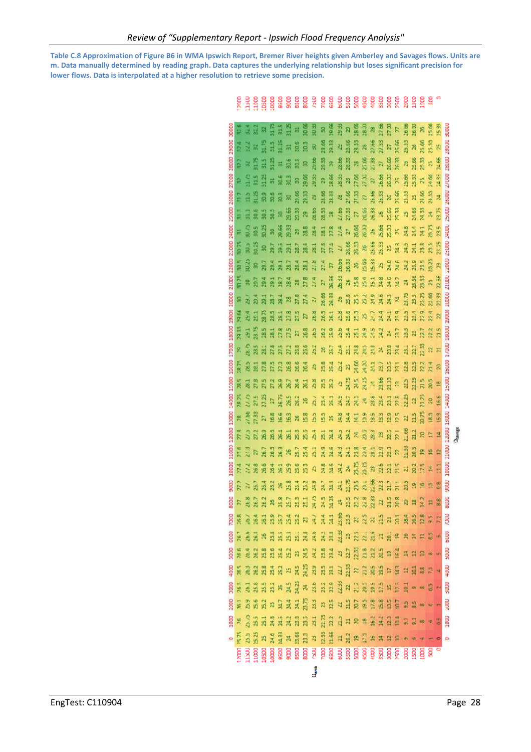**Table C.8 Approximation of Figure B6 in WMA Ipswich Report, Bremer River heights given Amberley and Savages flows. Units are m. Data manually determined by reading graph. Data captures the underlying relationship but loses significant precision for lower flows. Data is interpolated at a higher resolution to retrieve some precision.**

| $Q_{amb}$ \ $Q_{savage}$ | 0 | 1000 | 2000 | 3000 | 4000 | 5000 | 6000 | 7000 | 8000 | 9000 | 10000 | 11000 | 12000 | 13000 | 14000 | 15000 | 16000 | 17000 | 18000 | 19000 | 20000 | 21000 | 22000 | 23000 | 24000 | 25000 | 26000 | 27000 | 28000 | 29000 | 30000 |
|---|---|---|---|---|---|---|---|---|---|---|---|---|---|---|---|---|---|---|---|---|---|---|---|---|---|---|---|---|---|---|---|
| 12000 | 25.75 | 26 | 26.1 | 26.5 | 26.5 | 26.6 | 26.7 | 26.8 | 27 | 27.2 | 27.4 | 27.6 | 27.8 | 28 | 28.25 | 28.5 | 28.75 | 29 | 29.33 | 29.66 | 30 | 30.25 | 30.5 | 30.75 | 31 | 31.3 | 31.7 | 32 | 32.2 | 32.4 | 32.6 |
| 11500 | 25.5 | 25.75 | 25.9 | 26.1 | 26.3 | 26.4 | 26.6 | 26.7 | 26.8 | 27 | 27.2 | 27.3 | 27.5 | 27.66 | 27.75 | 28.1 | 28.5 | 28.75 | 29.1 | 29.4 | 29.7 | 30 | 30.25 | 30.5 | 30.75 | 31.1 | 31.5 | 31.75 | 32 | 32.2 | 32.4 |
| 11000 | 25.25 | 25.5 | 25.6 | 25.8 | 26.2 | 26.2 | 26.3 | 26.4 | 26.7 | 26.7 | 26.8 | 27 | 27.2 | 27.33 | 27.5 | 27.8 | 28.1 | 28.5 | 28.75 | 29.1 | 29.4 | 29.7 | 30 | 30.25 | 30.5 | 30.8 | 31.25 | 31.5 | 31.75 | 32 | 32.2 |
| 10500 | 25 | 25.1 | 25.2 | 25.5 | 25.8 | 25.8 | 26 | 26.1 | 26.2 | 26.4 | 26.6 | 26.7 | 26.9 | 27 | 27.25 | 27.5 | 27.8 | 28.1 | 28.5 | 28.75 | 29.1 | 29.4 | 29.7 | 30 | 30.25 | 30.5 | 30.9 | 31.25 | 31.5 | 31.75 | 32 |
| 10000 | 24.6 | 24.8 | 25 | 25.2 | 25.4 | 25.6 | 25.8 | 25.9 | 26 | 26.2 | 26.4 | 26.5 | 26.5 | 26.8 | 27 | 27.2 | 27.5 | 27.8 | 28.1 | 28.5 | 28.7 | 29.1 | 29.4 | 29.7 | 30 | 30.5 | 30.6 | 31 | 31.25 | 31.5 | 31.75 |
| 9500 | 24.33 | 24.2 | 24.7 | 25 | 25.2 | 25.4 | 25.5 | 25.7 | 25.8 | 26 | 26.1 | 26.3 | 26.4 | 26.6 | 26.75 | 26.9 | 27.2 | 27.5 | 27.8 | 28.1 | 28.4 | 28.7 | 29.1 | 29.5 | 29.66 | 30 | 30.3 | 30.6 | 31 | 31.25 | 31.5 |
| 9000 | 24 | 24 | 24.4 | 24.5 | 25 | 25.2 | 25.3 | 25.4 | 25.7 | 25.8 | 25.9 | 26 | 26.1 | 26.3 | 26.5 | 26.7 | 26.8 | 27.2 | 27.5 | 27.8 | 28 | 28.4 | 28.7 | 29.1 | 29.33 | 29.66 | 30 | 30.3 | 30.6 | 31 | 31.25 |
| 8500 | 23.66 | 23.8 | 24.1 | 24.25 | 24.5 | 25 | 25.1 | 25.2 | 25.3 | 25.4 | 25.6 | 25.7 | 25.9 | 26 | 26.2 | 26.4 | 26.6 | 26.8 | 27 | 27.5 | 27.8 | 28 | 28.4 | 28.7 | 29 | 29.33 | 29.66 | 30 | 30.3 | 30.6 | 31 |
| 8000 | 23.3 | 23.5 | 23.75 | 24 | 24.25 | 24.5 | 24.8 | 25 | 25.1 | 25.2 | 25.3 | 25.4 | 25.5 | 25.8 | 26 | 26.1 | 26.4 | 26.6 | 26.8 | 27 | 27.4 | 27.8 | 28.1 | 28.4 | 28.8 | 29 | 29.33 | 29.66 | 30 | 30.3 | 30.66 |
| 7500 | 23 | 23.1 | 23.5 | 23.6 | 23.9 | 24.2 | 24.6 | 24.7 | 24.75 | 24.9 | 25 | 25.1 | 25.4 | 25.5 | 25.7 | 25.8 | 26 | 26.2 | 26.5 | 26.8 | 27 | 27.4 | 27.8 | 28.1 | 28.4 | 28.66 | 29 | 29.33 | 29.66 | 30 | 30.33 |
| 7000 | 22.33 | 22.75 | 23 | 23.2 | 23.5 | 23.8 | 24.1 | 24.4 | 24.5 | 24.7 | 24.8 | 24.9 | 25.1 | 25.3 | 25.4 | 25.5 | 25.8 | 26 | 26.2 | 26.5 | 26.66 | 27 | 27.4 | 27.8 | 28.1 | 28.33 | 28.66 | 29 | 29.33 | 29.66 | 30 |
| 6500 | 21.66 | 22.2 | 22.5 | 22.9 | 23.1 | 23.4 | 23.8 | 24.1 | 24.25 | 24.3 | 24.6 | 24.6 | 24.8 | 25 | 25.1 | 25.2 | 25.4 | 25.7 | 25.9 | 26.1 | 26.33 | 26.66 | 27 | 27.4 | 27.8 | 28 | 28.33 | 28.66 | 29 | 29.33 | 29.66 |
| 6000 | 21 | 21.5 | 22 | 22.35 | 22.7 | 23 | 23.35 | 23.66 | 24 | 24.1 | 24.2 | 24.3 | 24.5 | 24.8 | 24.9 | 25 | 25.2 | 25.4 | 25.6 | 25.8 | 26 | 26.33 | 26.66 | 27 | 27.4 | 27.66 | 28 | 28.33 | 28.66 | 29 | 29.33 |
| 5500 | 20.2 | 21 | 21.5 | 22 | 22.33 | 22.7 | 23 | 23.3 | 23.5 | 23.75 | 24 | 24.1 | 24.2 | 24.4 | 24.7 | 24.75 | 25 | 25.1 | 25.4 | 25.6 | 25.8 | 26 | 26.33 | 26.66 | 27 | 27.33 | 27.66 | 28 | 28.33 | 28.66 | 29 |
| 5000 | 19 | 20 | 20.7 | 21.2 | 22 | 22.35 | 22.5 | 23 | 23.2 | 23.5 | 23.75 | 23.8 | 24 | 24.1 | 24.3 | 24.5 | 24.66 | 24.8 | 25.1 | 25.3 | 25.5 | 25.8 | 26 | 26.33 | 26.66 | 27 | 27.33 | 27.66 | 28 | 28.33 | 28.66 |
| 4500 | 17.5 | 18 | 19.5 | 20.5 | 21.2 | 21.8 | 22.1 | 22.5 | 22.8 | 23.1 | 23.25 | 23.4 | 23.5 | 23.9 | 24 | 24.25 | 24.33 | 24.5 | 24.9 | 25 | 25.2 | 25.4 | 25.66 | 26 | 26.33 | 26.66 | 27 | 27.33 | 27.66 | 28 | 28.33 |
| 4000 | 16 | 16.2 | 17.8 | 19.5 | 20.5 | 21.2 | 21.6 | 22 | 22.33 | 22.66 | 23 | 23.1 | 23.3 | 23.5 | 23.8 | 24 | 24.1 | 24.3 | 24.5 | 24.7 | 24.9 | 25.1 | 25.33 | 25.66 | 26 | 26.33 | 26.66 | 27 | 27.33 | 27.66 | 28 |
| 3500 | 14 | 14.2 | 15.8 | 17.5 | 19.5 | 20.5 | 21 | 21.5 | 22 | 22.3 | 22.6 | 22.9 | 23 | 23.3 | 23.4 | 23.66 | 23.7 | 24 | 24.2 | 24.4 | 24.6 | 24.8 | 25 | 25.33 | 25.66 | 26 | 26.33 | 26.66 | 27 | 27.33 | 27.66 |
| 3000 | 12 | 12.3 | 13.5 | 15 | 17 | 19 | 20.1 | 21 | 21.5 | 21.7 | 22.1 | 22.3 | 22.5 | 22.9 | 23.1 | 23.33 | 23.5 | 23.8 | 24 | 24.1 | 24.3 | 24.6 | 24.8 | 25 | 25.33 | 25.66 | 26 | 26.33 | 26.66 | 27 | 27.33 |
| 2500 | 10 | 10.4 | 10.7 | 12.5 | 14.8 | 16.4 | 19 | 20.1 | 20.8 | 21.1 | 21.5 | 22 | 22.1 | 22.5 | 22.8 | 23 | 23.1 | 23.4 | 23.7 | 23.9 | 24 | 24.3 | 24.6 | 24.8 | 25 | 25.33 | 25.66 | 26 | 26.33 | 26.66 | 27 |
| 2000 | 9 | 9.7 | 9.5 | 10.1 | 12 | 14 | 16 | 18.4 | 20 | 20.5 | 21 | 21.33 | 21.66 | 22 | 22.25 | 22.5 | 22.8 | 23.1 | 23.3 | 23.5 | 23.75 | 24 | 24.2 | 24.5 | 24.8 | 25 | 25.33 | 25.66 | 26 | 26.33 | 26.66 |
| 1500 | 6 | 9.1 | 8.5 | 9 | 10.1 | 12 | 14 | 16.5 | 18 | 19 | 20.2 | 20.5 | 21.2 | 21.5 | 22 | 22.25 | 22.5 | 22.7 | 23 | 23.4 | 23.5 | 23.66 | 23.9 | 24.1 | 24.4 | 24.66 | 25 | 25.33 | 25.66 | 26 | 26.33 |
| 1000 | 4 | 8 | 8 | 8 | 8.8 | 10 | 11 | 12.8 | 14.2 | 16 | 17.5 | 19 | 20 | 20.75 | 21.25 | 21.5 | 22.2 | 22.33 | 22.7 | 22.9 | 23.25 | 23.33 | 23.5 | 23.8 | 24.1 | 24.33 | 24.66 | 25 | 25.33 | 25.66 | 26 |
| 500 | 1 | 4 | 6 | 6.5 | 7.3 | 8 | 8.5 | 9.5 | 11 | 13 | 14 | 16 | 17 | 18.5 | 20 | 20.5 | 21.4 | 22 | 22.2 | 22.4 | 22.66 | 23 | 23.25 | 23.5 | 23.75 | 24 | 24.33 | 24.66 | 25 | 25.33 | 25.66 |
| 0 | 0 | 0.5 | 1 | 2 | 4 | 5 | 5 | 7.2 | 8.8 | 9.8 | 11.1 | 12 | 14 | 15.3 | 16.6 | 18 | 20 | 21 | 21.5 | 22 | 22.33 | 22.66 | 23 | 23.25 | 23.5 | 23.75 | 24 | 24.33 | 24.66 | 25 | 25.33 |